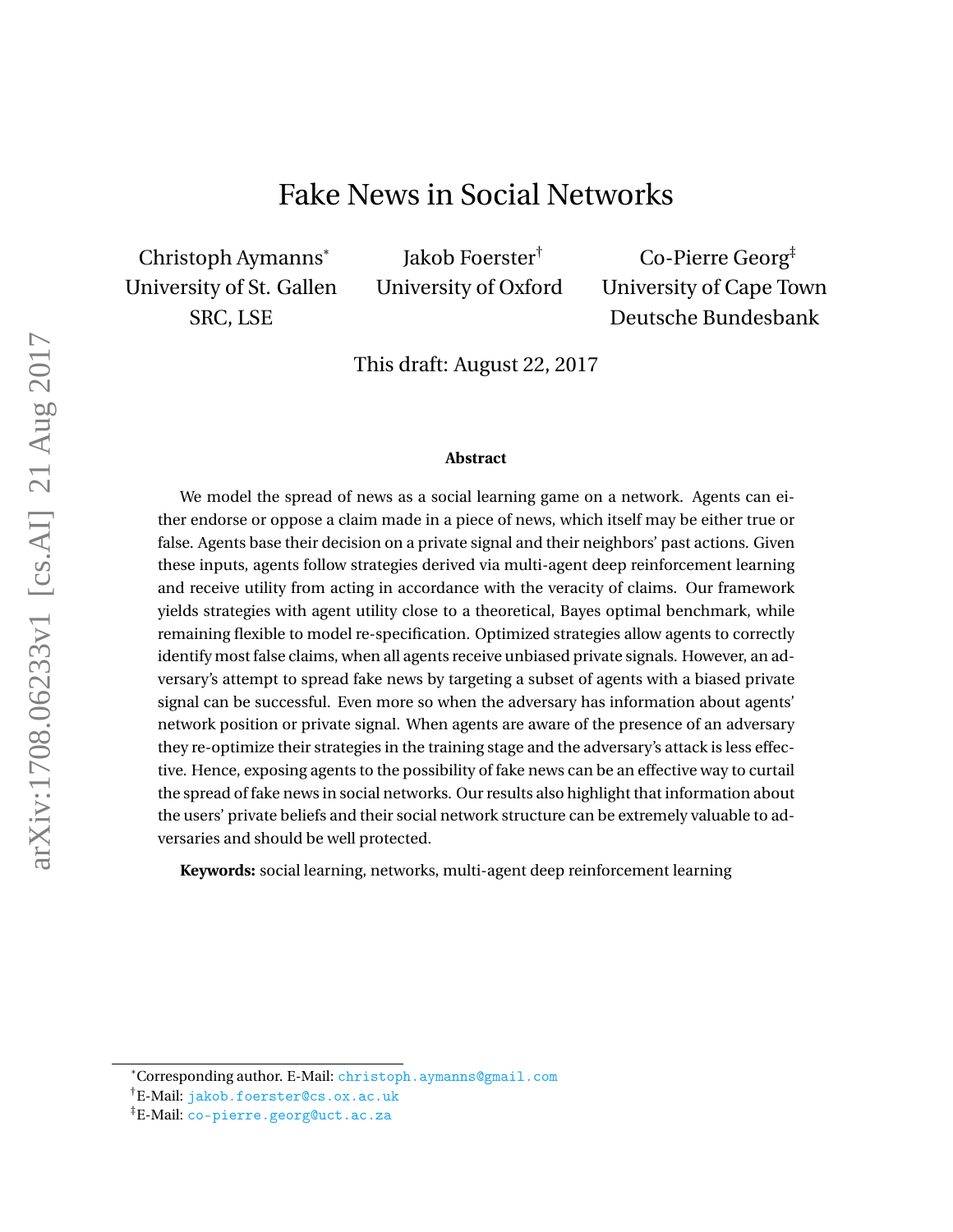# Fake News in Social Networks

Christoph Aymanns[*]
University of St. Gallen
SRC, LSE

Jakob Foerster[†]
University of Oxford

Co-Pierre Georg[‡]
University of Cape Town
Deutsche Bundesbank

This draft: August 22, 2017

**Abstract**

We model the spread of news as a social learning game on a network. Agents can either endorse or oppose a claim made in a piece of news, which itself may be either true or false. Agents base their decision on a private signal and their neighbors' past actions. Given these inputs, agents follow strategies derived via multi-agent deep reinforcement learning and receive utility from acting in accordance with the veracity of claims. Our framework yields strategies with agent utility close to a theoretical, Bayes optimal benchmark, while remaining flexible to model re-specification. Optimized strategies allow agents to correctly identify most false claims, when all agents receive unbiased private signals. However, an adversary's attempt to spread fake news by targeting a subset of agents with a biased private signal can be successful. Even more so when the adversary has information about agents' network position or private signal. When agents are aware of the presence of an adversary they re-optimize their strategies in the training stage and the adversary's attack is less effective. Hence, exposing agents to the possibility of fake news can be an effective way to curtail the spread of fake news in social networks. Our results also highlight that information about the users' private beliefs and their social network structure can be extremely valuable to adversaries and should be well protected.

**Keywords:** social learning, networks, multi-agent deep reinforcement learning

---

[*]Corresponding author. E-Mail: christoph.aymanns@gmail.com

[†]E-Mail: jakob.foerster@cs.ox.ac.uk

[‡]E-Mail: co-pierre.georg@uct.ac.za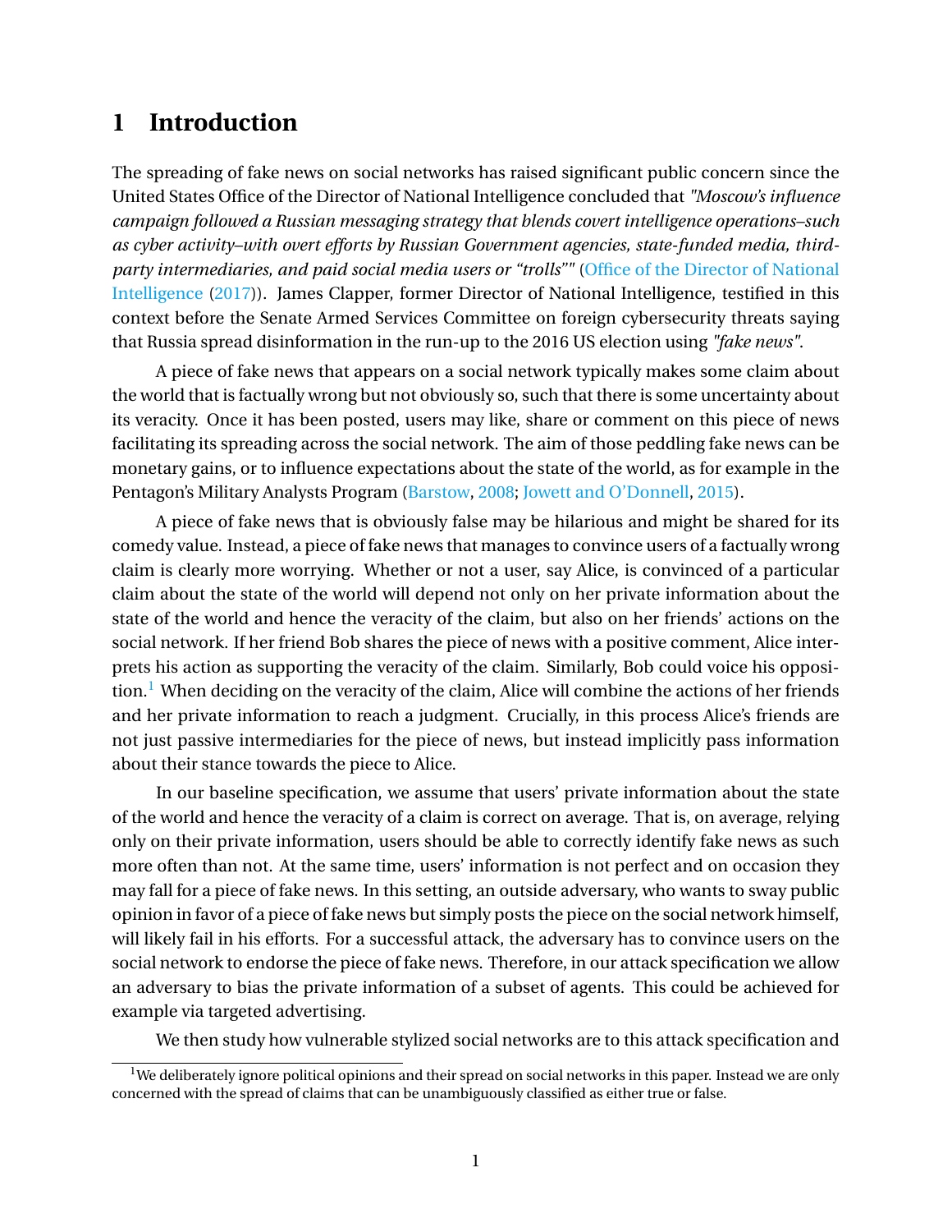# 1 Introduction

The spreading of fake news on social networks has raised significant public concern since the United States Office of the Director of National Intelligence concluded that *"Moscow's influence campaign followed a Russian messaging strategy that blends covert intelligence operations–such as cyber activity–with overt efforts by Russian Government agencies, state-funded media, third-party intermediaries, and paid social media users or "trolls""* (Office of the Director of National Intelligence (2017)). James Clapper, former Director of National Intelligence, testified in this context before the Senate Armed Services Committee on foreign cybersecurity threats saying that Russia spread disinformation in the run-up to the 2016 US election using *"fake news"*.

A piece of fake news that appears on a social network typically makes some claim about the world that is factually wrong but not obviously so, such that there is some uncertainty about its veracity. Once it has been posted, users may like, share or comment on this piece of news facilitating its spreading across the social network. The aim of those peddling fake news can be monetary gains, or to influence expectations about the state of the world, as for example in the Pentagon's Military Analysts Program (Barstow, 2008; Jowett and O'Donnell, 2015).

A piece of fake news that is obviously false may be hilarious and might be shared for its comedy value. Instead, a piece of fake news that manages to convince users of a factually wrong claim is clearly more worrying. Whether or not a user, say Alice, is convinced of a particular claim about the state of the world will depend not only on her private information about the state of the world and hence the veracity of the claim, but also on her friends' actions on the social network. If her friend Bob shares the piece of news with a positive comment, Alice interprets his action as supporting the veracity of the claim. Similarly, Bob could voice his opposition.[1] When deciding on the veracity of the claim, Alice will combine the actions of her friends and her private information to reach a judgment. Crucially, in this process Alice's friends are not just passive intermediaries for the piece of news, but instead implicitly pass information about their stance towards the piece to Alice.

In our baseline specification, we assume that users' private information about the state of the world and hence the veracity of a claim is correct on average. That is, on average, relying only on their private information, users should be able to correctly identify fake news as such more often than not. At the same time, users' information is not perfect and on occasion they may fall for a piece of fake news. In this setting, an outside adversary, who wants to sway public opinion in favor of a piece of fake news but simply posts the piece on the social network himself, will likely fail in his efforts. For a successful attack, the adversary has to convince users on the social network to endorse the piece of fake news. Therefore, in our attack specification we allow an adversary to bias the private information of a subset of agents. This could be achieved for example via targeted advertising.

We then study how vulnerable stylized social networks are to this attack specification and

[1] We deliberately ignore political opinions and their spread on social networks in this paper. Instead we are only concerned with the spread of claims that can be unambiguously classified as either true or false.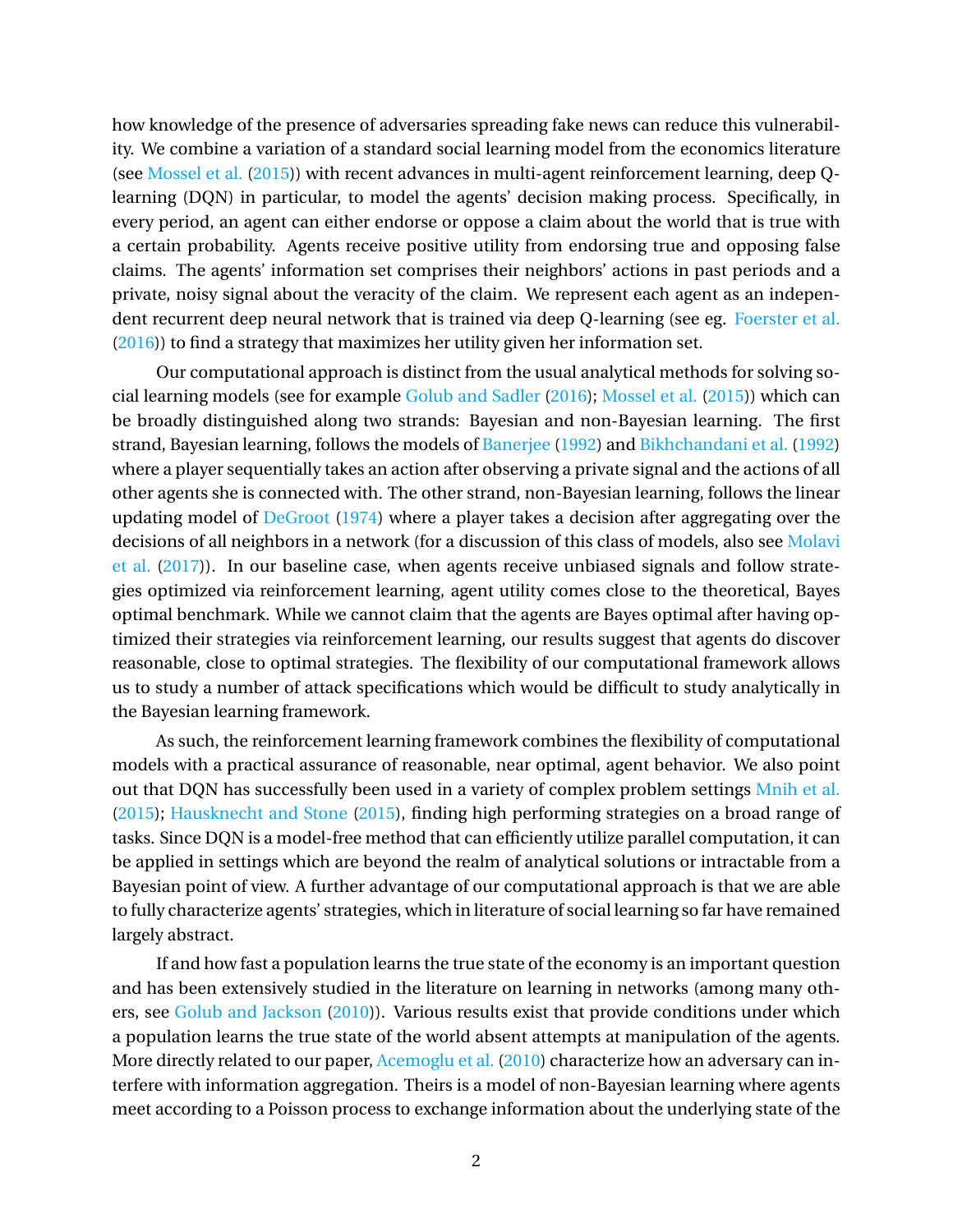how knowledge of the presence of adversaries spreading fake news can reduce this vulnerability. We combine a variation of a standard social learning model from the economics literature (see Mossel et al. (2015)) with recent advances in multi-agent reinforcement learning, deep Q-learning (DQN) in particular, to model the agents' decision making process. Specifically, in every period, an agent can either endorse or oppose a claim about the world that is true with a certain probability. Agents receive positive utility from endorsing true and opposing false claims. The agents' information set comprises their neighbors' actions in past periods and a private, noisy signal about the veracity of the claim. We represent each agent as an independent recurrent deep neural network that is trained via deep Q-learning (see eg. Foerster et al. (2016)) to find a strategy that maximizes her utility given her information set.

Our computational approach is distinct from the usual analytical methods for solving social learning models (see for example Golub and Sadler (2016); Mossel et al. (2015)) which can be broadly distinguished along two strands: Bayesian and non-Bayesian learning. The first strand, Bayesian learning, follows the models of Banerjee (1992) and Bikhchandani et al. (1992) where a player sequentially takes an action after observing a private signal and the actions of all other agents she is connected with. The other strand, non-Bayesian learning, follows the linear updating model of DeGroot (1974) where a player takes a decision after aggregating over the decisions of all neighbors in a network (for a discussion of this class of models, also see Molavi et al. (2017)). In our baseline case, when agents receive unbiased signals and follow strategies optimized via reinforcement learning, agent utility comes close to the theoretical, Bayes optimal benchmark. While we cannot claim that the agents are Bayes optimal after having optimized their strategies via reinforcement learning, our results suggest that agents do discover reasonable, close to optimal strategies. The flexibility of our computational framework allows us to study a number of attack specifications which would be difficult to study analytically in the Bayesian learning framework.

As such, the reinforcement learning framework combines the flexibility of computational models with a practical assurance of reasonable, near optimal, agent behavior. We also point out that DQN has successfully been used in a variety of complex problem settings Mnih et al. (2015); Hausknecht and Stone (2015), finding high performing strategies on a broad range of tasks. Since DQN is a model-free method that can efficiently utilize parallel computation, it can be applied in settings which are beyond the realm of analytical solutions or intractable from a Bayesian point of view. A further advantage of our computational approach is that we are able to fully characterize agents' strategies, which in literature of social learning so far have remained largely abstract.

If and how fast a population learns the true state of the economy is an important question and has been extensively studied in the literature on learning in networks (among many others, see Golub and Jackson (2010)). Various results exist that provide conditions under which a population learns the true state of the world absent attempts at manipulation of the agents. More directly related to our paper, Acemoglu et al. (2010) characterize how an adversary can interfere with information aggregation. Theirs is a model of non-Bayesian learning where agents meet according to a Poisson process to exchange information about the underlying state of the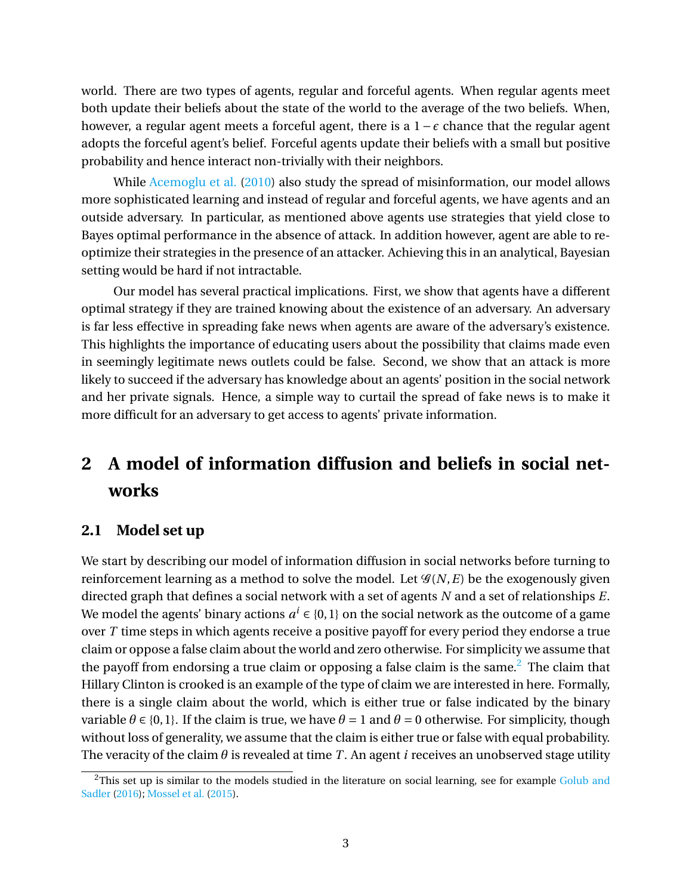world. There are two types of agents, regular and forceful agents. When regular agents meet both update their beliefs about the state of the world to the average of the two beliefs. When, however, a regular agent meets a forceful agent, there is a $1-\epsilon$ chance that the regular agent adopts the forceful agent's belief. Forceful agents update their beliefs with a small but positive probability and hence interact non-trivially with their neighbors.

While Acemoglu et al. (2010) also study the spread of misinformation, our model allows more sophisticated learning and instead of regular and forceful agents, we have agents and an outside adversary. In particular, as mentioned above agents use strategies that yield close to Bayes optimal performance in the absence of attack. In addition however, agent are able to re-optimize their strategies in the presence of an attacker. Achieving this in an analytical, Bayesian setting would be hard if not intractable.

Our model has several practical implications. First, we show that agents have a different optimal strategy if they are trained knowing about the existence of an adversary. An adversary is far less effective in spreading fake news when agents are aware of the adversary's existence. This highlights the importance of educating users about the possibility that claims made even in seemingly legitimate news outlets could be false. Second, we show that an attack is more likely to succeed if the adversary has knowledge about an agents' position in the social network and her private signals. Hence, a simple way to curtail the spread of fake news is to make it more difficult for an adversary to get access to agents' private information.

# 2 A model of information diffusion and beliefs in social networks

## 2.1 Model set up

We start by describing our model of information diffusion in social networks before turning to reinforcement learning as a method to solve the model. Let $\mathcal{G}(N,E)$ be the exogenously given directed graph that defines a social network with a set of agents $N$ and a set of relationships $E$. We model the agents' binary actions $a^i \in \{0,1\}$ on the social network as the outcome of a game over $T$ time steps in which agents receive a positive payoff for every period they endorse a true claim or oppose a false claim about the world and zero otherwise. For simplicity we assume that the payoff from endorsing a true claim or opposing a false claim is the same.[2] The claim that Hillary Clinton is crooked is an example of the type of claim we are interested in here. Formally, there is a single claim about the world, which is either true or false indicated by the binary variable $\theta \in \{0,1\}$. If the claim is true, we have $\theta = 1$ and $\theta = 0$ otherwise. For simplicity, though without loss of generality, we assume that the claim is either true or false with equal probability. The veracity of the claim $\theta$ is revealed at time $T$. An agent $i$ receives an unobserved stage utility

[2] This set up is similar to the models studied in the literature on social learning, see for example Golub and Sadler (2016); Mossel et al. (2015).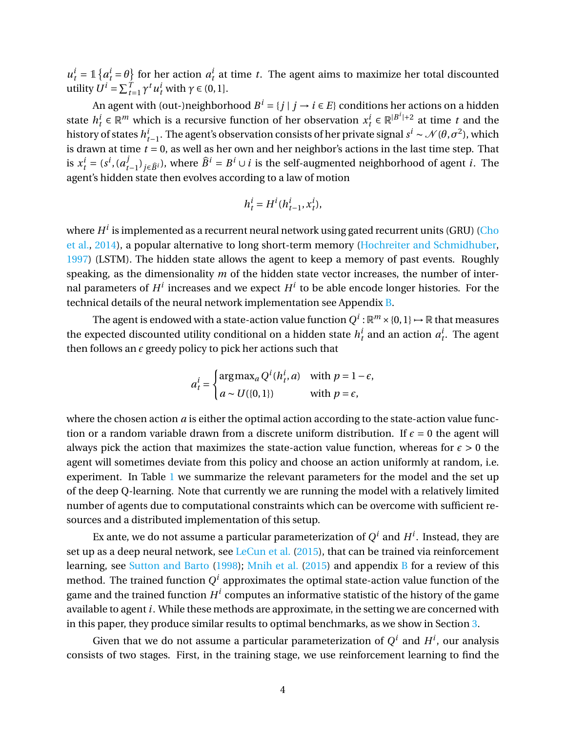$u_t^i = \mathbb{1}\left\{a_t^i = \theta\right\}$ for her action $a_t^i$ at time $t$. The agent aims to maximize her total discounted utility $U^i = \sum_{t=1}^{T} \gamma^t u_t^i$ with $\gamma \in (0, 1]$.

An agent with (out-)neighborhood $B^i = \{j \mid j \to i \in E\}$ conditions her actions on a hidden state $h_t^i \in \mathbb{R}^m$ which is a recursive function of her observation $x_t^i \in \mathbb{R}^{|B^i|+2}$ at time $t$ and the history of states $h_{t-1}^i$. The agent's observation consists of her private signal $s^i \sim \mathcal{N}(\theta, \sigma^2)$, which is drawn at time $t = 0$, as well as her own and her neighbor's actions in the last time step. That is $x_t^i = (s^i, (a_{t-1}^j)_{j \in \widehat{B}^i})$, where $\widehat{B}^i = B^i \cup i$ is the self-augmented neighborhood of agent $i$. The agent's hidden state then evolves according to a law of motion

$$h_t^i = H^i(h_{t-1}^i, x_t^i),$$

where $H^i$ is implemented as a recurrent neural network using gated recurrent units (GRU) (Cho et al., 2014), a popular alternative to long short-term memory (Hochreiter and Schmidhuber, 1997) (LSTM). The hidden state allows the agent to keep a memory of past events. Roughly speaking, as the dimensionality $m$ of the hidden state vector increases, the number of internal parameters of $H^i$ increases and we expect $H^i$ to be able encode longer histories. For the technical details of the neural network implementation see Appendix B.

The agent is endowed with a state-action value function $Q^i : \mathbb{R}^m \times \{0, 1\} \mapsto \mathbb{R}$ that measures the expected discounted utility conditional on a hidden state $h_t^i$ and an action $a_t^i$. The agent then follows an $\epsilon$ greedy policy to pick her actions such that

$$a_t^i = \begin{cases} \arg\max_a Q^i(h_t^i, a) & \text{with } p = 1 - \epsilon, \\ a \sim U(\{0, 1\}) & \text{with } p = \epsilon, \end{cases}$$

where the chosen action $a$ is either the optimal action according to the state-action value function or a random variable drawn from a discrete uniform distribution. If $\epsilon = 0$ the agent will always pick the action that maximizes the state-action value function, whereas for $\epsilon > 0$ the agent will sometimes deviate from this policy and choose an action uniformly at random, i.e. experiment. In Table 1 we summarize the relevant parameters for the model and the set up of the deep Q-learning. Note that currently we are running the model with a relatively limited number of agents due to computational constraints which can be overcome with sufficient resources and a distributed implementation of this setup.

Ex ante, we do not assume a particular parameterization of $Q^i$ and $H^i$. Instead, they are set up as a deep neural network, see LeCun et al. (2015), that can be trained via reinforcement learning, see Sutton and Barto (1998); Mnih et al. (2015) and appendix B for a review of this method. The trained function $Q^i$ approximates the optimal state-action value function of the game and the trained function $H^i$ computes an informative statistic of the history of the game available to agent $i$. While these methods are approximate, in the setting we are concerned with in this paper, they produce similar results to optimal benchmarks, as we show in Section 3.

Given that we do not assume a particular parameterization of $Q^i$ and $H^i$, our analysis consists of two stages. First, in the training stage, we use reinforcement learning to find the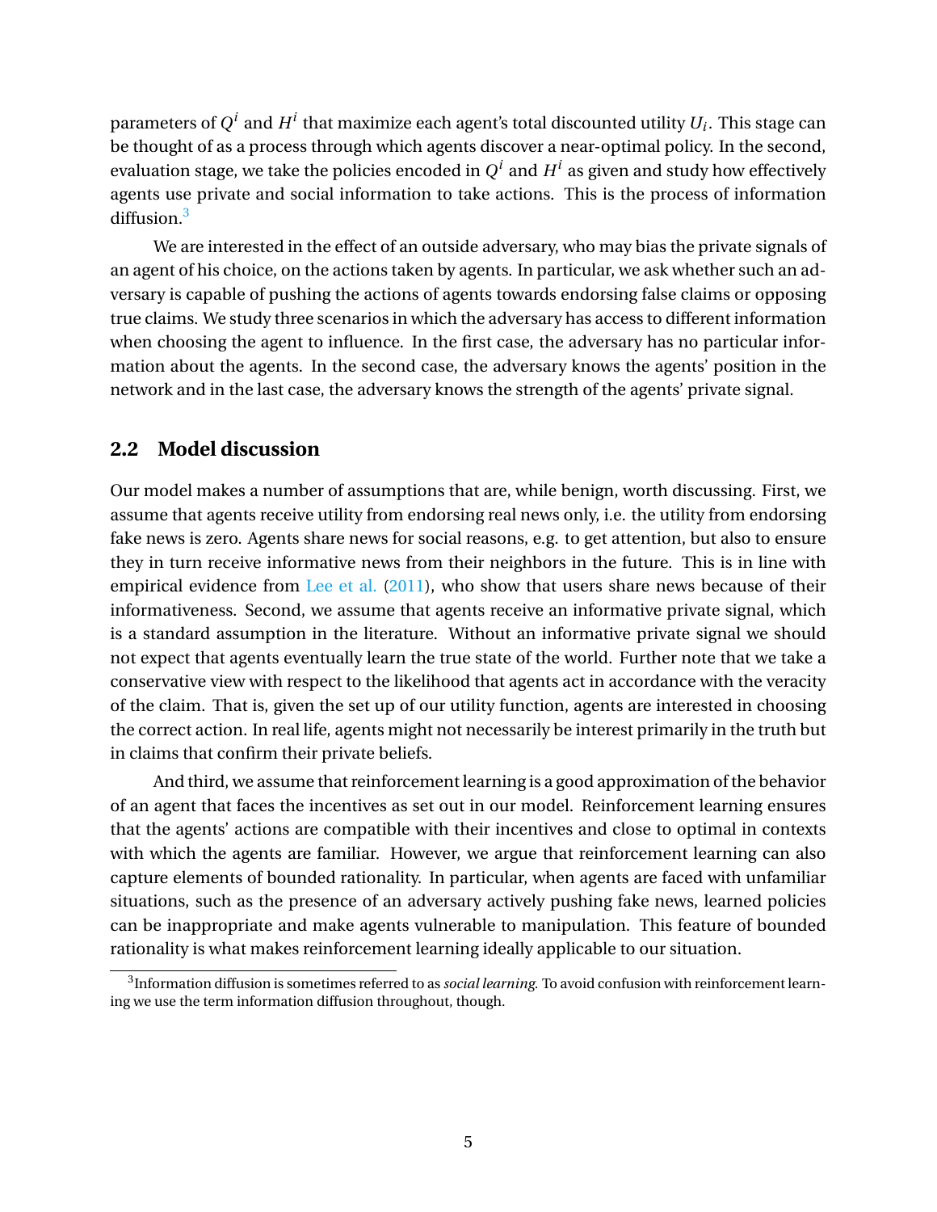parameters of $Q^i$ and $H^i$ that maximize each agent's total discounted utility $U_i$. This stage can be thought of as a process through which agents discover a near-optimal policy. In the second, evaluation stage, we take the policies encoded in $Q^i$ and $H^i$ as given and study how effectively agents use private and social information to take actions. This is the process of information diffusion.[3]

We are interested in the effect of an outside adversary, who may bias the private signals of an agent of his choice, on the actions taken by agents. In particular, we ask whether such an adversary is capable of pushing the actions of agents towards endorsing false claims or opposing true claims. We study three scenarios in which the adversary has access to different information when choosing the agent to influence. In the first case, the adversary has no particular information about the agents. In the second case, the adversary knows the agents' position in the network and in the last case, the adversary knows the strength of the agents' private signal.

## 2.2 Model discussion

Our model makes a number of assumptions that are, while benign, worth discussing. First, we assume that agents receive utility from endorsing real news only, i.e. the utility from endorsing fake news is zero. Agents share news for social reasons, e.g. to get attention, but also to ensure they in turn receive informative news from their neighbors in the future. This is in line with empirical evidence from Lee et al. (2011), who show that users share news because of their informativeness. Second, we assume that agents receive an informative private signal, which is a standard assumption in the literature. Without an informative private signal we should not expect that agents eventually learn the true state of the world. Further note that we take a conservative view with respect to the likelihood that agents act in accordance with the veracity of the claim. That is, given the set up of our utility function, agents are interested in choosing the correct action. In real life, agents might not necessarily be interest primarily in the truth but in claims that confirm their private beliefs.

And third, we assume that reinforcement learning is a good approximation of the behavior of an agent that faces the incentives as set out in our model. Reinforcement learning ensures that the agents' actions are compatible with their incentives and close to optimal in contexts with which the agents are familiar. However, we argue that reinforcement learning can also capture elements of bounded rationality. In particular, when agents are faced with unfamiliar situations, such as the presence of an adversary actively pushing fake news, learned policies can be inappropriate and make agents vulnerable to manipulation. This feature of bounded rationality is what makes reinforcement learning ideally applicable to our situation.

[3] Information diffusion is sometimes referred to as *social learning*. To avoid confusion with reinforcement learning we use the term information diffusion throughout, though.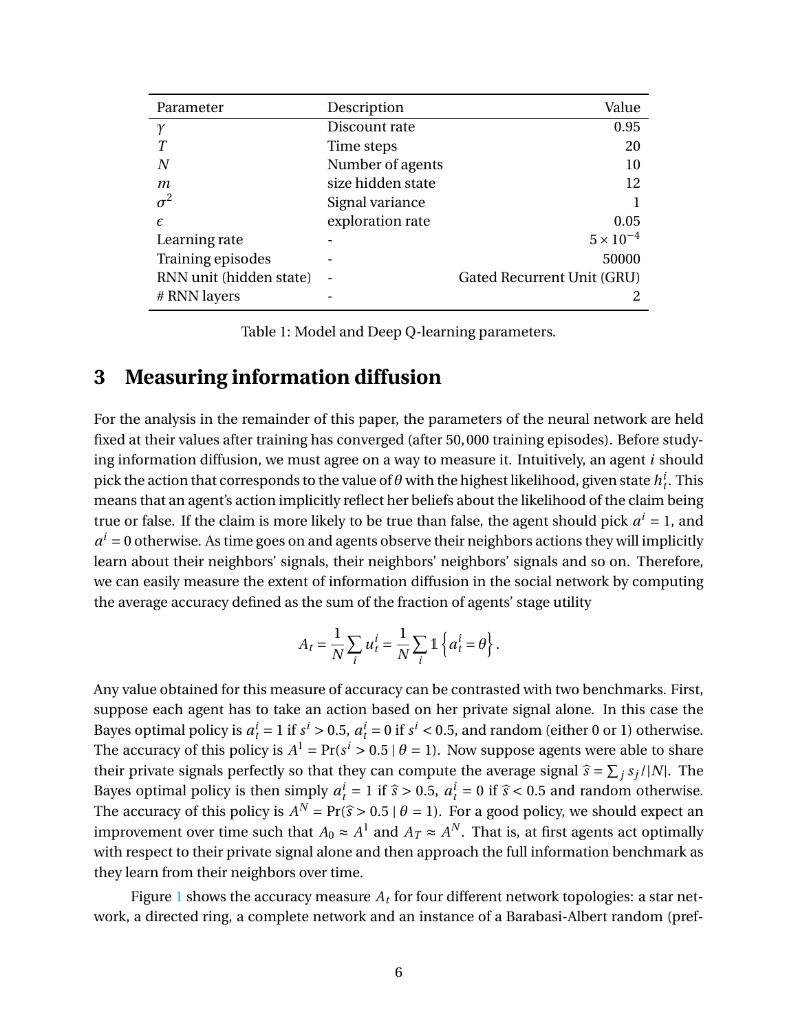| Parameter | Description | Value |
|---|---|---|
| $\gamma$ | Discount rate | 0.95 |
| $T$ | Time steps | 20 |
| $N$ | Number of agents | 10 |
| $m$ | size hidden state | 12 |
| $\sigma^2$ | Signal variance | 1 |
| $\epsilon$ | exploration rate | 0.05 |
| Learning rate | - | $5 \times 10^{-4}$ |
| Training episodes | - | 50000 |
| RNN unit (hidden state) | - | Gated Recurrent Unit (GRU) |
| # RNN layers | - | 2 |

Table 1: Model and Deep Q-learning parameters.

# 3 Measuring information diffusion

For the analysis in the remainder of this paper, the parameters of the neural network are held fixed at their values after training has converged (after 50,000 training episodes). Before studying information diffusion, we must agree on a way to measure it. Intuitively, an agent $i$ should pick the action that corresponds to the value of $\theta$ with the highest likelihood, given state $h_t^i$. This means that an agent's action implicitly reflect her beliefs about the likelihood of the claim being true or false. If the claim is more likely to be true than false, the agent should pick $a^i = 1$, and $a^i = 0$ otherwise. As time goes on and agents observe their neighbors actions they will implicitly learn about their neighbors' signals, their neighbors' neighbors' signals and so on. Therefore, we can easily measure the extent of information diffusion in the social network by computing the average accuracy defined as the sum of the fraction of agents' stage utility

$$A_t = \frac{1}{N}\sum_i u_t^i = \frac{1}{N}\sum_i \mathbb{1}\left\{a_t^i = \theta\right\}.$$

Any value obtained for this measure of accuracy can be contrasted with two benchmarks. First, suppose each agent has to take an action based on her private signal alone. In this case the Bayes optimal policy is $a_t^i = 1$ if $s^i > 0.5$, $a_t^i = 0$ if $s^i < 0.5$, and random (either 0 or 1) otherwise. The accuracy of this policy is $A^1 = \Pr(s^i > 0.5 \mid \theta = 1)$. Now suppose agents were able to share their private signals perfectly so that they can compute the average signal $\hat{s} = \sum_j s_j / |N|$. The Bayes optimal policy is then simply $a_t^i = 1$ if $\hat{s} > 0.5$, $a_t^i = 0$ if $\hat{s} < 0.5$ and random otherwise. The accuracy of this policy is $A^N = \Pr(\hat{s} > 0.5 \mid \theta = 1)$. For a good policy, we should expect an improvement over time such that $A_0 \approx A^1$ and $A_T \approx A^N$. That is, at first agents act optimally with respect to their private signal alone and then approach the full information benchmark as they learn from their neighbors over time.

Figure 1 shows the accuracy measure $A_t$ for four different network topologies: a star network, a directed ring, a complete network and an instance of a Barabasi-Albert random (pref-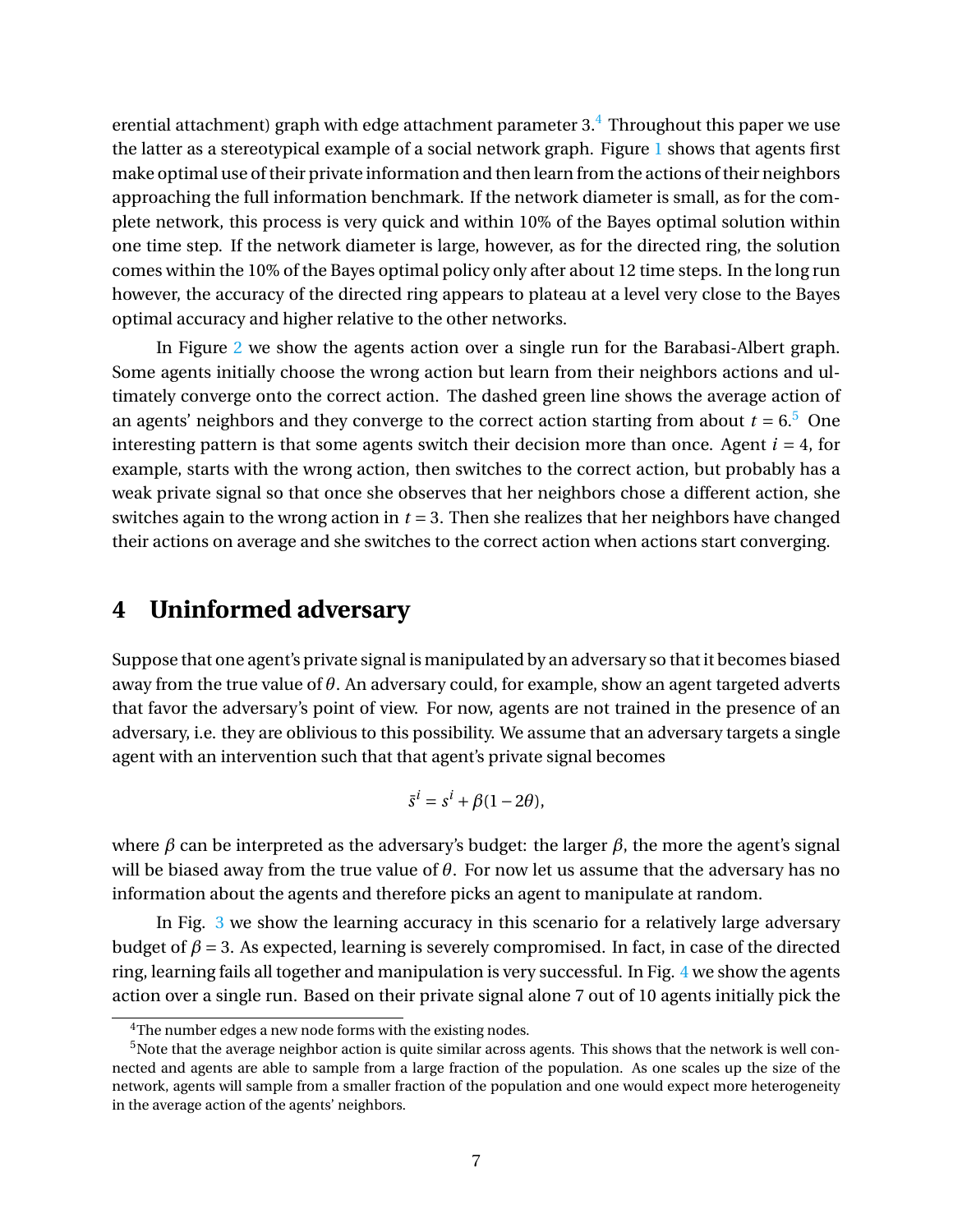erential attachment) graph with edge attachment parameter 3.[4] Throughout this paper we use the latter as a stereotypical example of a social network graph. Figure 1 shows that agents first make optimal use of their private information and then learn from the actions of their neighbors approaching the full information benchmark. If the network diameter is small, as for the complete network, this process is very quick and within 10% of the Bayes optimal solution within one time step. If the network diameter is large, however, as for the directed ring, the solution comes within the 10% of the Bayes optimal policy only after about 12 time steps. In the long run however, the accuracy of the directed ring appears to plateau at a level very close to the Bayes optimal accuracy and higher relative to the other networks.

In Figure 2 we show the agents action over a single run for the Barabasi-Albert graph. Some agents initially choose the wrong action but learn from their neighbors actions and ultimately converge onto the correct action. The dashed green line shows the average action of an agents' neighbors and they converge to the correct action starting from about $t = 6$.[5] One interesting pattern is that some agents switch their decision more than once. Agent $i = 4$, for example, starts with the wrong action, then switches to the correct action, but probably has a weak private signal so that once she observes that her neighbors chose a different action, she switches again to the wrong action in $t = 3$. Then she realizes that her neighbors have changed their actions on average and she switches to the correct action when actions start converging.

# 4 Uninformed adversary

Suppose that one agent's private signal is manipulated by an adversary so that it becomes biased away from the true value of $\theta$. An adversary could, for example, show an agent targeted adverts that favor the adversary's point of view. For now, agents are not trained in the presence of an adversary, i.e. they are oblivious to this possibility. We assume that an adversary targets a single agent with an intervention such that that agent's private signal becomes

$$\bar{s}^i = s^i + \beta(1 - 2\theta),$$

where $\beta$ can be interpreted as the adversary's budget: the larger $\beta$, the more the agent's signal will be biased away from the true value of $\theta$. For now let us assume that the adversary has no information about the agents and therefore picks an agent to manipulate at random.

In Fig. 3 we show the learning accuracy in this scenario for a relatively large adversary budget of $\beta = 3$. As expected, learning is severely compromised. In fact, in case of the directed ring, learning fails all together and manipulation is very successful. In Fig. 4 we show the agents action over a single run. Based on their private signal alone 7 out of 10 agents initially pick the

[4] The number edges a new node forms with the existing nodes.

[5] Note that the average neighbor action is quite similar across agents. This shows that the network is well connected and agents are able to sample from a large fraction of the population. As one scales up the size of the network, agents will sample from a smaller fraction of the population and one would expect more heterogeneity in the average action of the agents' neighbors.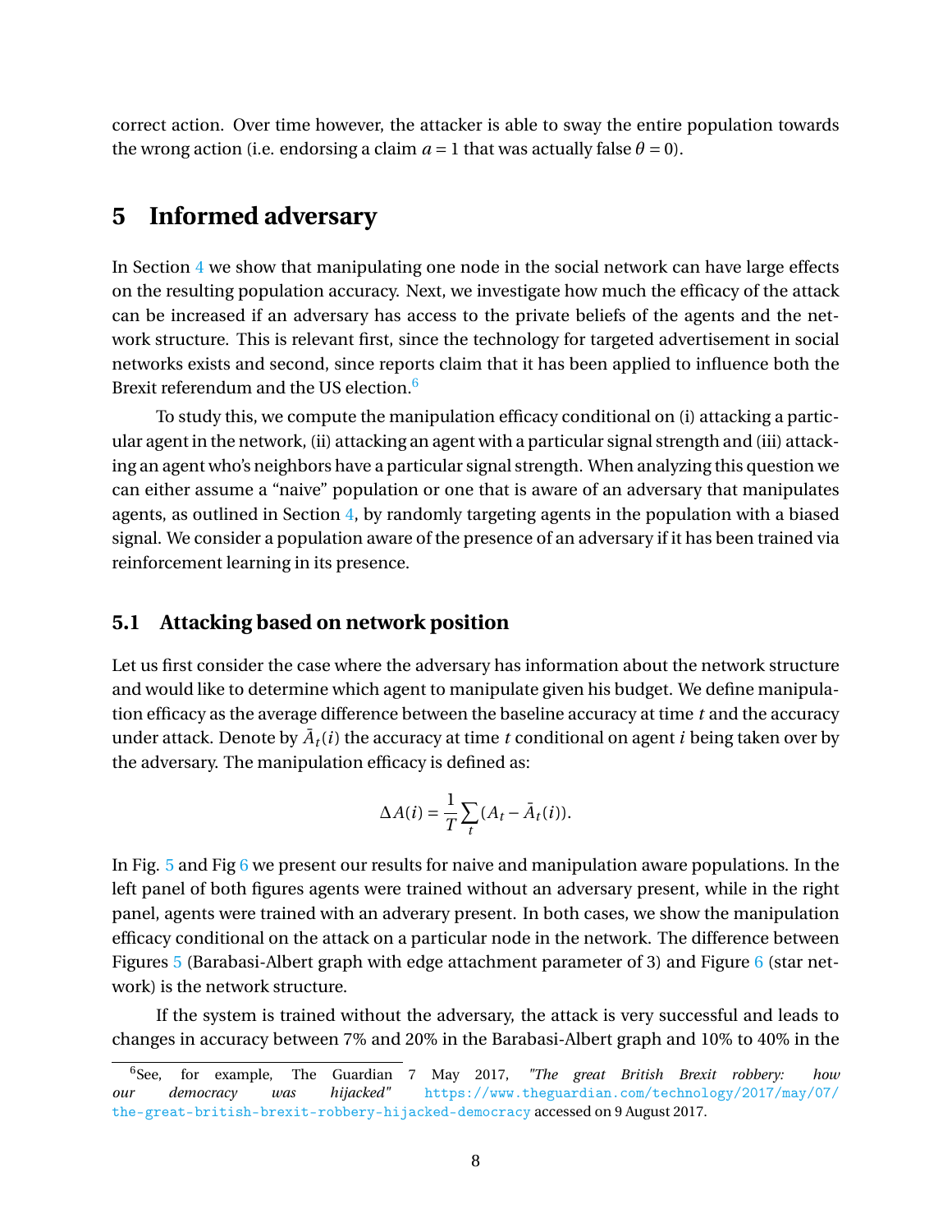correct action. Over time however, the attacker is able to sway the entire population towards the wrong action (i.e. endorsing a claim $a = 1$ that was actually false $\theta = 0$).

## 5 Informed adversary

In Section 4 we show that manipulating one node in the social network can have large effects on the resulting population accuracy. Next, we investigate how much the efficacy of the attack can be increased if an adversary has access to the private beliefs of the agents and the network structure. This is relevant first, since the technology for targeted advertisement in social networks exists and second, since reports claim that it has been applied to influence both the Brexit referendum and the US election.[6]

To study this, we compute the manipulation efficacy conditional on (i) attacking a particular agent in the network, (ii) attacking an agent with a particular signal strength and (iii) attacking an agent who's neighbors have a particular signal strength. When analyzing this question we can either assume a "naive" population or one that is aware of an adversary that manipulates agents, as outlined in Section 4, by randomly targeting agents in the population with a biased signal. We consider a population aware of the presence of an adversary if it has been trained via reinforcement learning in its presence.

### 5.1 Attacking based on network position

Let us first consider the case where the adversary has information about the network structure and would like to determine which agent to manipulate given his budget. We define manipulation efficacy as the average difference between the baseline accuracy at time $t$ and the accuracy under attack. Denote by $\bar{A}_t(i)$ the accuracy at time $t$ conditional on agent $i$ being taken over by the adversary. The manipulation efficacy is defined as:

$$\Delta A(i) = \frac{1}{T}\sum_t (A_t - \bar{A}_t(i)).$$

In Fig. 5 and Fig 6 we present our results for naive and manipulation aware populations. In the left panel of both figures agents were trained without an adversary present, while in the right panel, agents were trained with an adverary present. In both cases, we show the manipulation efficacy conditional on the attack on a particular node in the network. The difference between Figures 5 (Barabasi-Albert graph with edge attachment parameter of 3) and Figure 6 (star network) is the network structure.

If the system is trained without the adversary, the attack is very successful and leads to changes in accuracy between 7% and 20% in the Barabasi-Albert graph and 10% to 40% in the

[6] See, for example, The Guardian 7 May 2017, *"The great British Brexit robbery: how our democracy was hijacked"* https://www.theguardian.com/technology/2017/may/07/the-great-british-brexit-robbery-hijacked-democracy accessed on 9 August 2017.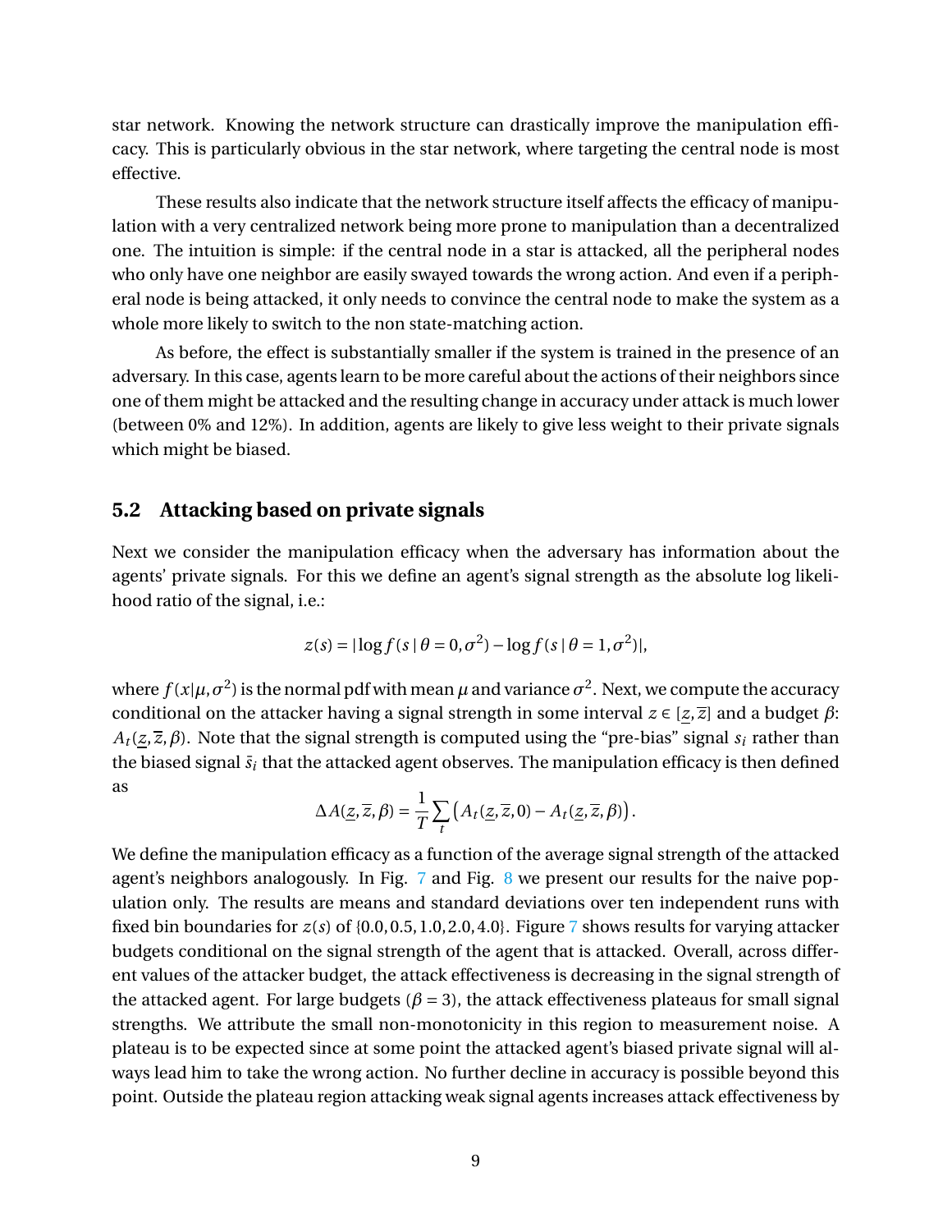star network. Knowing the network structure can drastically improve the manipulation efficacy. This is particularly obvious in the star network, where targeting the central node is most effective.

These results also indicate that the network structure itself affects the efficacy of manipulation with a very centralized network being more prone to manipulation than a decentralized one. The intuition is simple: if the central node in a star is attacked, all the peripheral nodes who only have one neighbor are easily swayed towards the wrong action. And even if a peripheral node is being attacked, it only needs to convince the central node to make the system as a whole more likely to switch to the non state-matching action.

As before, the effect is substantially smaller if the system is trained in the presence of an adversary. In this case, agents learn to be more careful about the actions of their neighbors since one of them might be attacked and the resulting change in accuracy under attack is much lower (between 0% and 12%). In addition, agents are likely to give less weight to their private signals which might be biased.

## 5.2 Attacking based on private signals

Next we consider the manipulation efficacy when the adversary has information about the agents' private signals. For this we define an agent's signal strength as the absolute log likelihood ratio of the signal, i.e.:

$$z(s) = |\log f(s \mid \theta = 0, \sigma^2) - \log f(s \mid \theta = 1, \sigma^2)|,$$

where $f(x|\mu, \sigma^2)$ is the normal pdf with mean $\mu$ and variance $\sigma^2$. Next, we compute the accuracy conditional on the attacker having a signal strength in some interval $z \in [\underline{z}, \overline{z}]$ and a budget $\beta$: $A_t(\underline{z}, \overline{z}, \beta)$. Note that the signal strength is computed using the "pre-bias" signal $s_i$ rather than the biased signal $\bar{s}_i$ that the attacked agent observes. The manipulation efficacy is then defined as

$$\Delta A(\underline{z}, \overline{z}, \beta) = \frac{1}{T} \sum_t \left( A_t(\underline{z}, \overline{z}, 0) - A_t(\underline{z}, \overline{z}, \beta) \right).$$

We define the manipulation efficacy as a function of the average signal strength of the attacked agent's neighbors analogously. In Fig. 7 and Fig. 8 we present our results for the naive population only. The results are means and standard deviations over ten independent runs with fixed bin boundaries for $z(s)$ of $\{0.0, 0.5, 1.0, 2.0, 4.0\}$. Figure 7 shows results for varying attacker budgets conditional on the signal strength of the agent that is attacked. Overall, across different values of the attacker budget, the attack effectiveness is decreasing in the signal strength of the attacked agent. For large budgets ($\beta = 3$), the attack effectiveness plateaus for small signal strengths. We attribute the small non-monotonicity in this region to measurement noise. A plateau is to be expected since at some point the attacked agent's biased private signal will always lead him to take the wrong action. No further decline in accuracy is possible beyond this point. Outside the plateau region attacking weak signal agents increases attack effectiveness by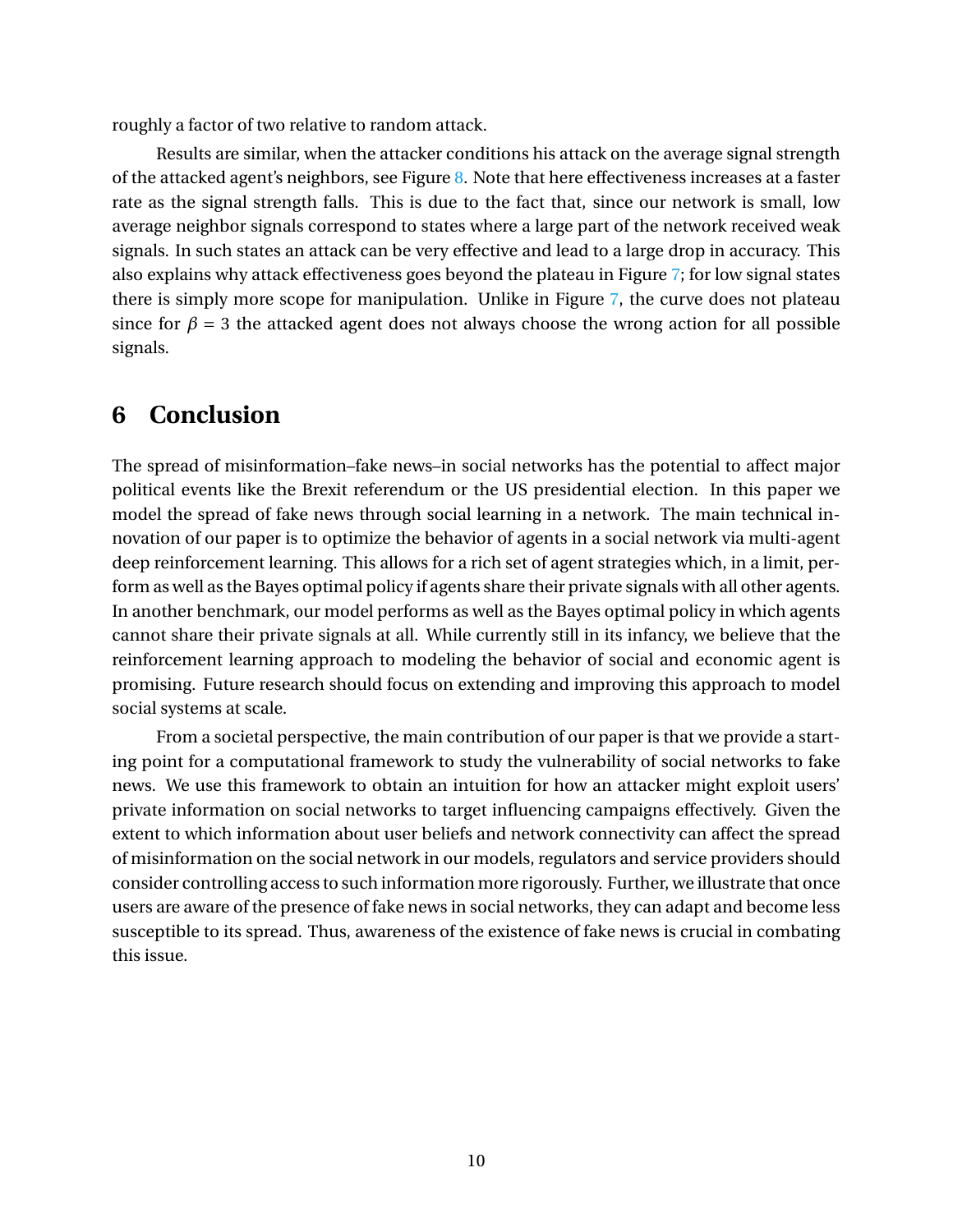roughly a factor of two relative to random attack.

Results are similar, when the attacker conditions his attack on the average signal strength of the attacked agent's neighbors, see Figure 8. Note that here effectiveness increases at a faster rate as the signal strength falls. This is due to the fact that, since our network is small, low average neighbor signals correspond to states where a large part of the network received weak signals. In such states an attack can be very effective and lead to a large drop in accuracy. This also explains why attack effectiveness goes beyond the plateau in Figure 7; for low signal states there is simply more scope for manipulation. Unlike in Figure 7, the curve does not plateau since for $\beta = 3$ the attacked agent does not always choose the wrong action for all possible signals.

# 6 Conclusion

The spread of misinformation–fake news–in social networks has the potential to affect major political events like the Brexit referendum or the US presidential election. In this paper we model the spread of fake news through social learning in a network. The main technical innovation of our paper is to optimize the behavior of agents in a social network via multi-agent deep reinforcement learning. This allows for a rich set of agent strategies which, in a limit, perform as well as the Bayes optimal policy if agents share their private signals with all other agents. In another benchmark, our model performs as well as the Bayes optimal policy in which agents cannot share their private signals at all. While currently still in its infancy, we believe that the reinforcement learning approach to modeling the behavior of social and economic agent is promising. Future research should focus on extending and improving this approach to model social systems at scale.

From a societal perspective, the main contribution of our paper is that we provide a starting point for a computational framework to study the vulnerability of social networks to fake news. We use this framework to obtain an intuition for how an attacker might exploit users' private information on social networks to target influencing campaigns effectively. Given the extent to which information about user beliefs and network connectivity can affect the spread of misinformation on the social network in our models, regulators and service providers should consider controlling access to such information more rigorously. Further, we illustrate that once users are aware of the presence of fake news in social networks, they can adapt and become less susceptible to its spread. Thus, awareness of the existence of fake news is crucial in combating this issue.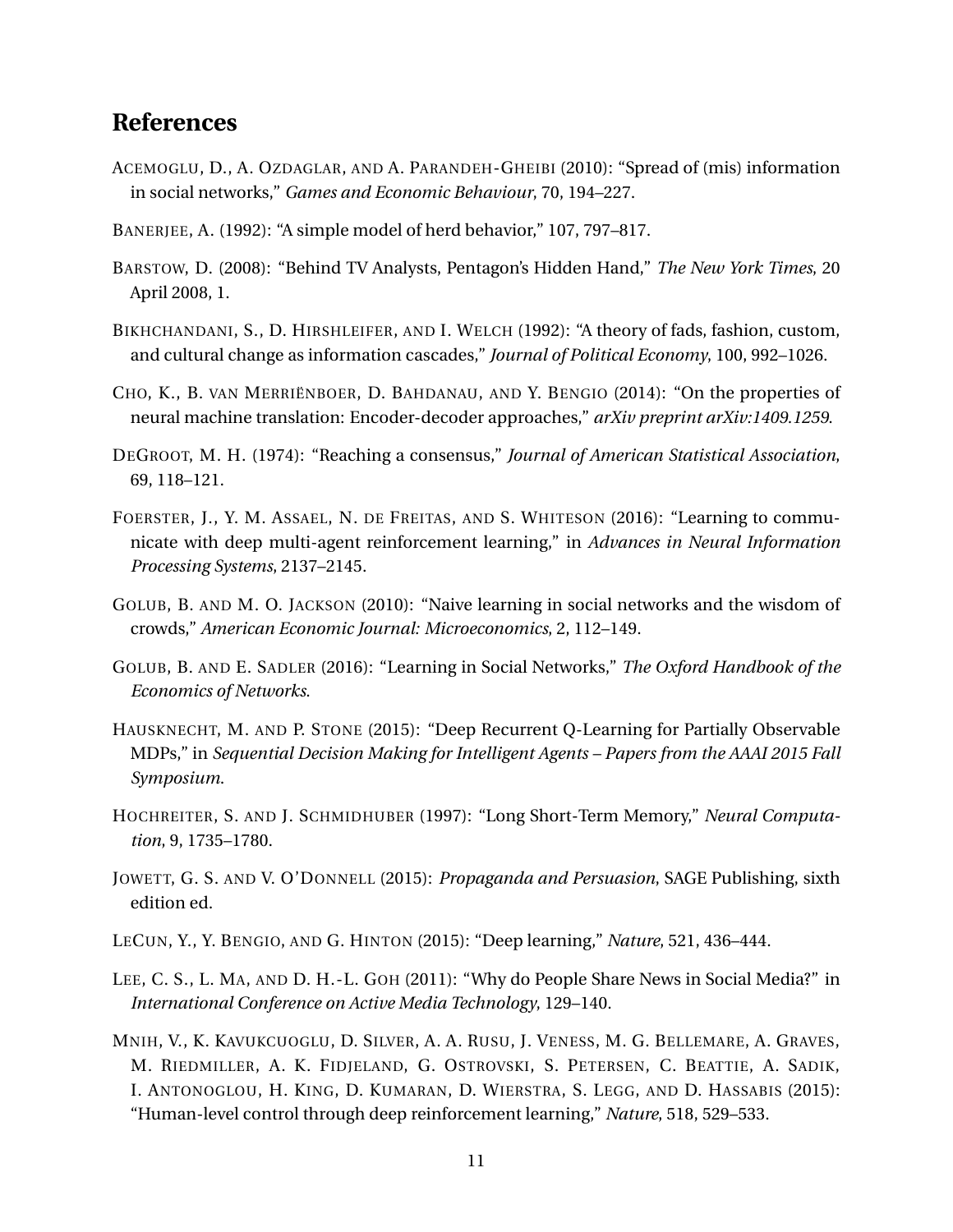## References

ACEMOGLU, D., A. OZDAGLAR, AND A. PARANDEH-GHEIBI (2010): "Spread of (mis) information in social networks," *Games and Economic Behaviour*, 70, 194–227.

BANERJEE, A. (1992): "A simple model of herd behavior," 107, 797–817.

BARSTOW, D. (2008): "Behind TV Analysts, Pentagon's Hidden Hand," *The New York Times*, 20 April 2008, 1.

BIKHCHANDANI, S., D. HIRSHLEIFER, AND I. WELCH (1992): "A theory of fads, fashion, custom, and cultural change as information cascades," *Journal of Political Economy*, 100, 992–1026.

CHO, K., B. VAN MERRIËNBOER, D. BAHDANAU, AND Y. BENGIO (2014): "On the properties of neural machine translation: Encoder-decoder approaches," *arXiv preprint arXiv:1409.1259*.

DEGROOT, M. H. (1974): "Reaching a consensus," *Journal of American Statistical Association*, 69, 118–121.

FOERSTER, J., Y. M. ASSAEL, N. DE FREITAS, AND S. WHITESON (2016): "Learning to communicate with deep multi-agent reinforcement learning," in *Advances in Neural Information Processing Systems*, 2137–2145.

GOLUB, B. AND M. O. JACKSON (2010): "Naive learning in social networks and the wisdom of crowds," *American Economic Journal: Microeconomics*, 2, 112–149.

GOLUB, B. AND E. SADLER (2016): "Learning in Social Networks," *The Oxford Handbook of the Economics of Networks*.

HAUSKNECHT, M. AND P. STONE (2015): "Deep Recurrent Q-Learning for Partially Observable MDPs," in *Sequential Decision Making for Intelligent Agents – Papers from the AAAI 2015 Fall Symposium*.

HOCHREITER, S. AND J. SCHMIDHUBER (1997): "Long Short-Term Memory," *Neural Computation*, 9, 1735–1780.

JOWETT, G. S. AND V. O'DONNELL (2015): *Propaganda and Persuasion*, SAGE Publishing, sixth edition ed.

LECUN, Y., Y. BENGIO, AND G. HINTON (2015): "Deep learning," *Nature*, 521, 436–444.

LEE, C. S., L. MA, AND D. H.-L. GOH (2011): "Why do People Share News in Social Media?" in *International Conference on Active Media Technology*, 129–140.

MNIH, V., K. KAVUKCUOGLU, D. SILVER, A. A. RUSU, J. VENESS, M. G. BELLEMARE, A. GRAVES, M. RIEDMILLER, A. K. FIDJELAND, G. OSTROVSKI, S. PETERSEN, C. BEATTIE, A. SADIK, I. ANTONOGLOU, H. KING, D. KUMARAN, D. WIERSTRA, S. LEGG, AND D. HASSABIS (2015): "Human-level control through deep reinforcement learning," *Nature*, 518, 529–533.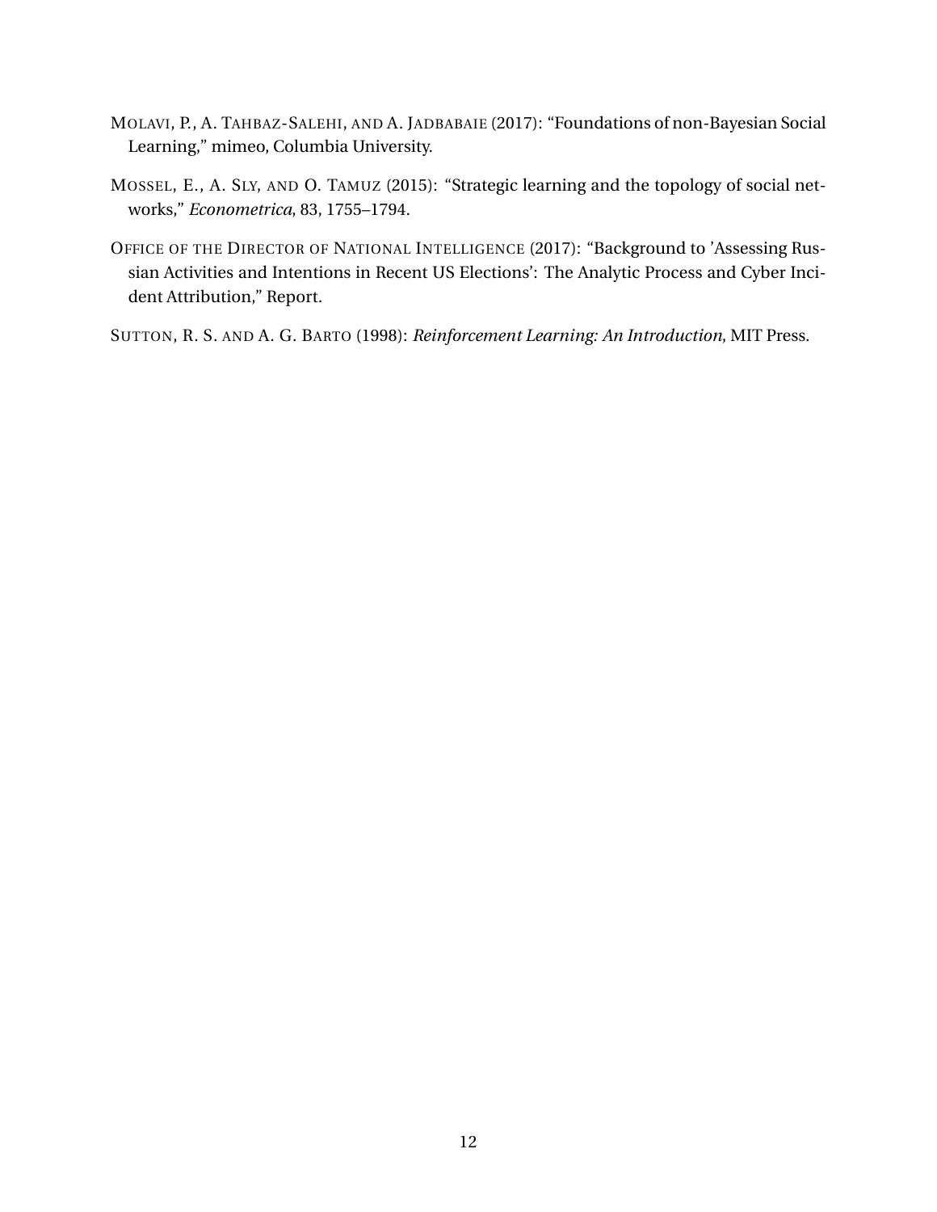MOLAVI, P., A. TAHBAZ-SALEHI, AND A. JADBABAIE (2017): “Foundations of non-Bayesian Social Learning,” mimeo, Columbia University.

MOSSEL, E., A. SLY, AND O. TAMUZ (2015): “Strategic learning and the topology of social networks,” *Econometrica*, 83, 1755–1794.

OFFICE OF THE DIRECTOR OF NATIONAL INTELLIGENCE (2017): “Background to ’Assessing Russian Activities and Intentions in Recent US Elections’: The Analytic Process and Cyber Incident Attribution,” Report.

SUTTON, R. S. AND A. G. BARTO (1998): *Reinforcement Learning: An Introduction*, MIT Press.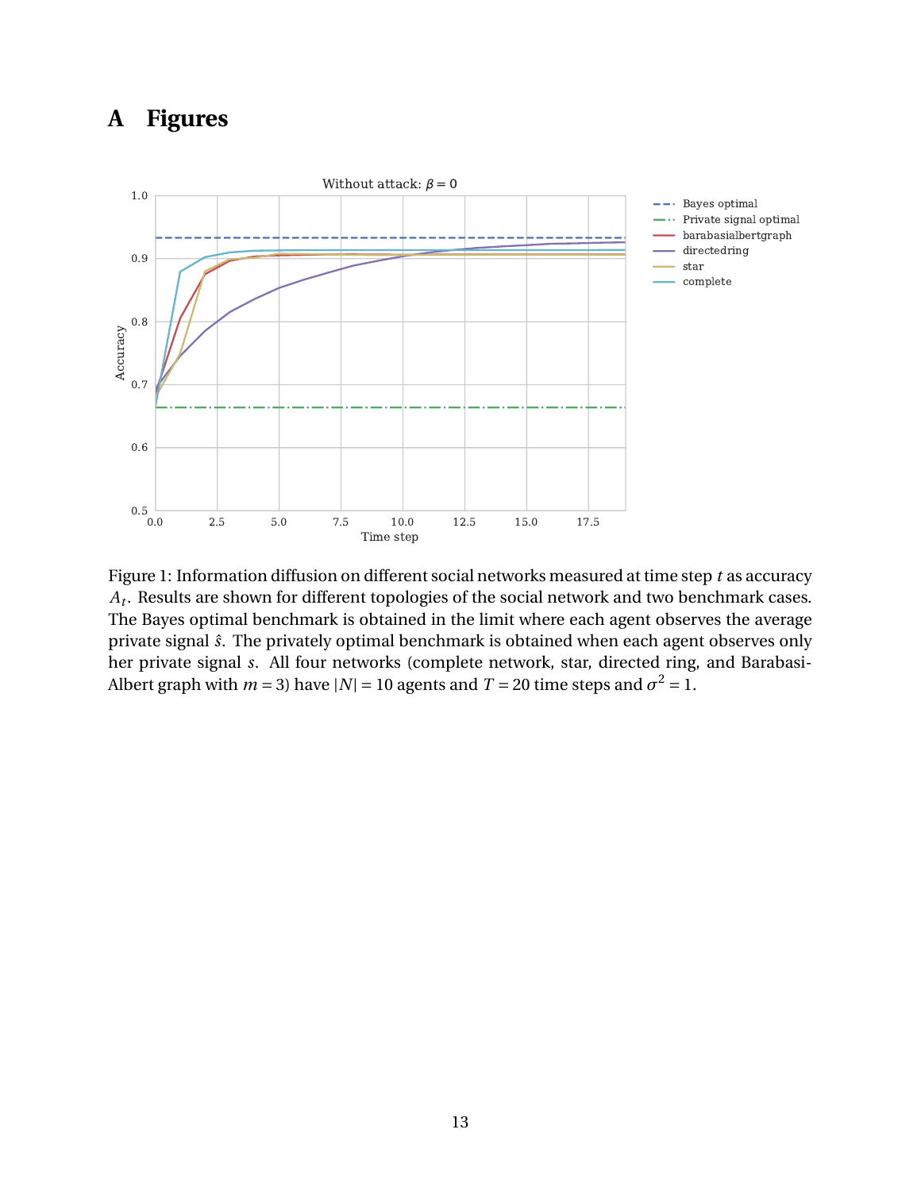# A Figures

Figure 1: Information diffusion on different social networks measured at time step $t$ as accuracy $A_t$. Results are shown for different topologies of the social network and two benchmark cases. The Bayes optimal benchmark is obtained in the limit where each agent observes the average private signal $\hat{s}$. The privately optimal benchmark is obtained when each agent observes only her private signal $s$. All four networks (complete network, star, directed ring, and Barabasi-Albert graph with $m = 3$) have $|N| = 10$ agents and $T = 20$ time steps and $\sigma^2 = 1$.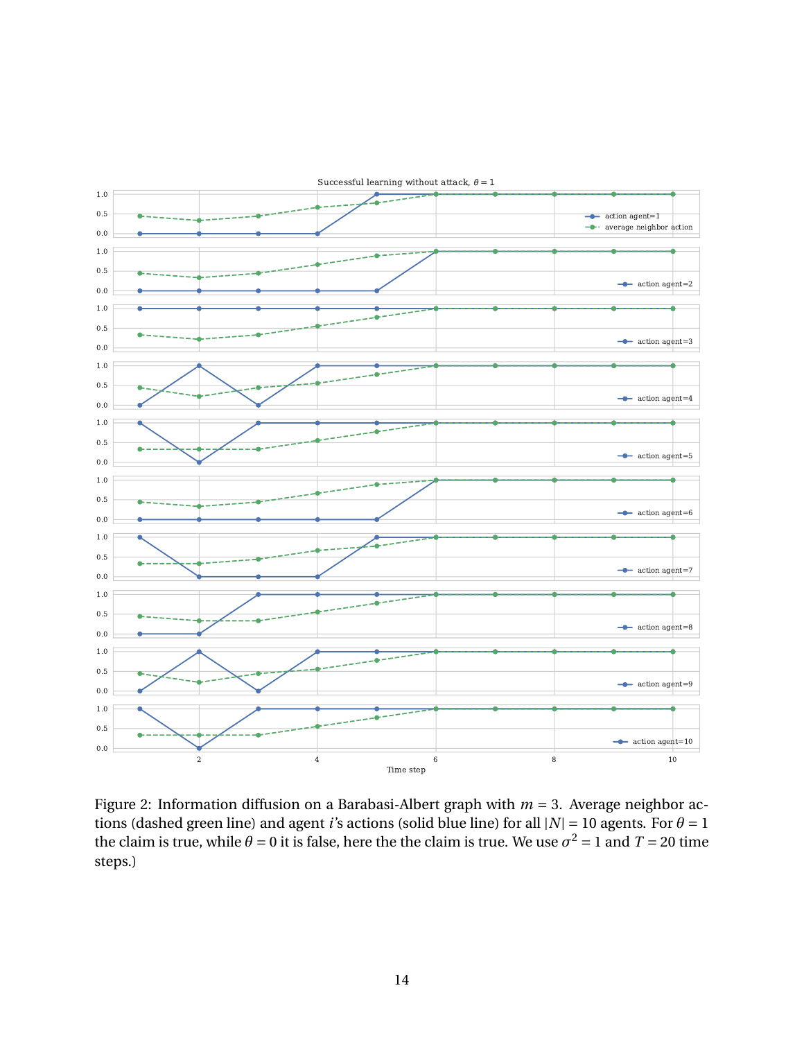Figure 2: Information diffusion on a Barabasi-Albert graph with $m = 3$. Average neighbor actions (dashed green line) and agent $i$'s actions (solid blue line) for all $|N| = 10$ agents. For $\theta = 1$ the claim is true, while $\theta = 0$ it is false, here the the claim is true. We use $\sigma^2 = 1$ and $T = 20$ time steps.)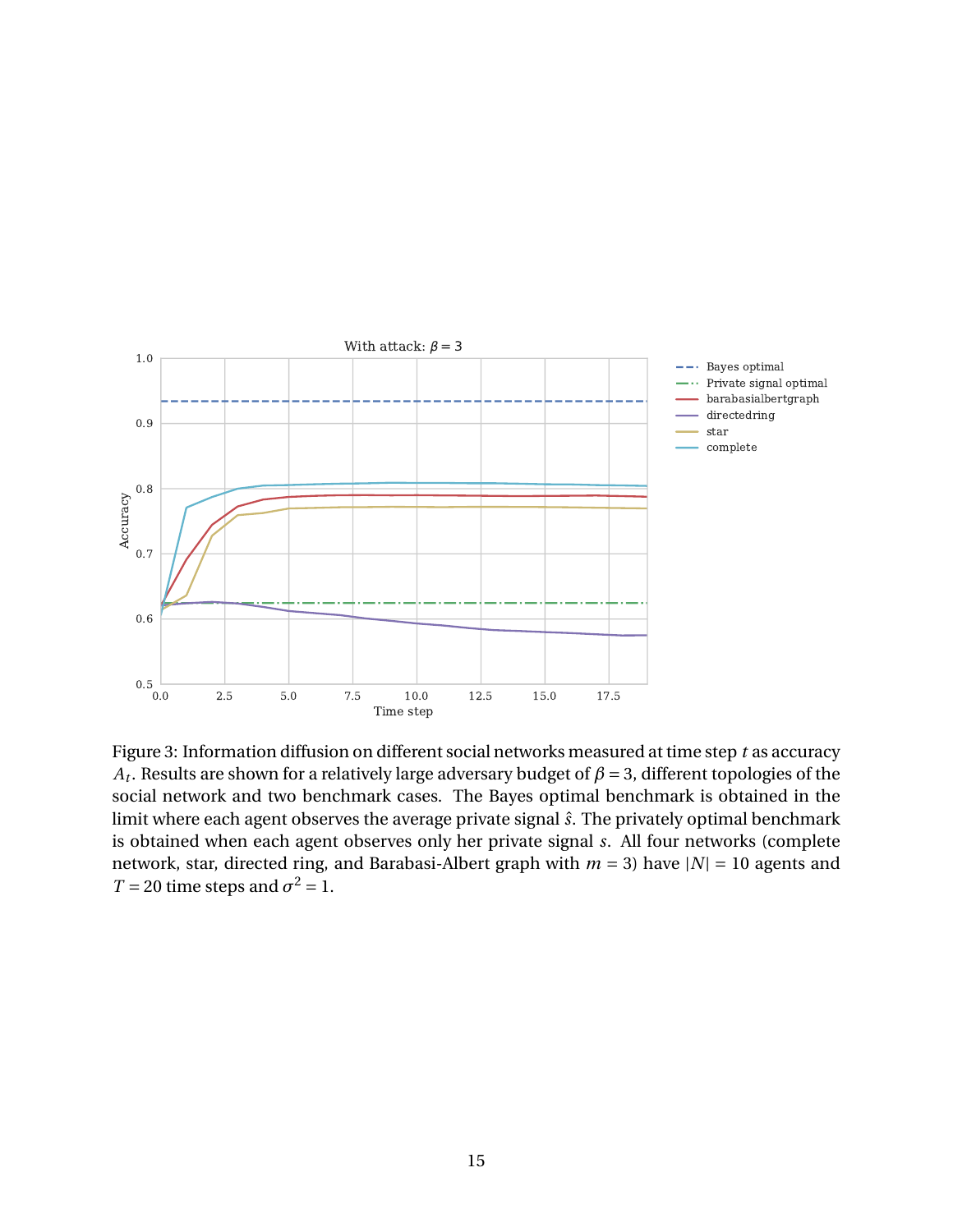Figure 3: Information diffusion on different social networks measured at time step $t$ as accuracy $A_t$. Results are shown for a relatively large adversary budget of $\beta = 3$, different topologies of the social network and two benchmark cases. The Bayes optimal benchmark is obtained in the limit where each agent observes the average private signal $\hat{s}$. The privately optimal benchmark is obtained when each agent observes only her private signal $s$. All four networks (complete network, star, directed ring, and Barabasi-Albert graph with $m = 3$) have $|N| = 10$ agents and $T = 20$ time steps and $\sigma^2 = 1$.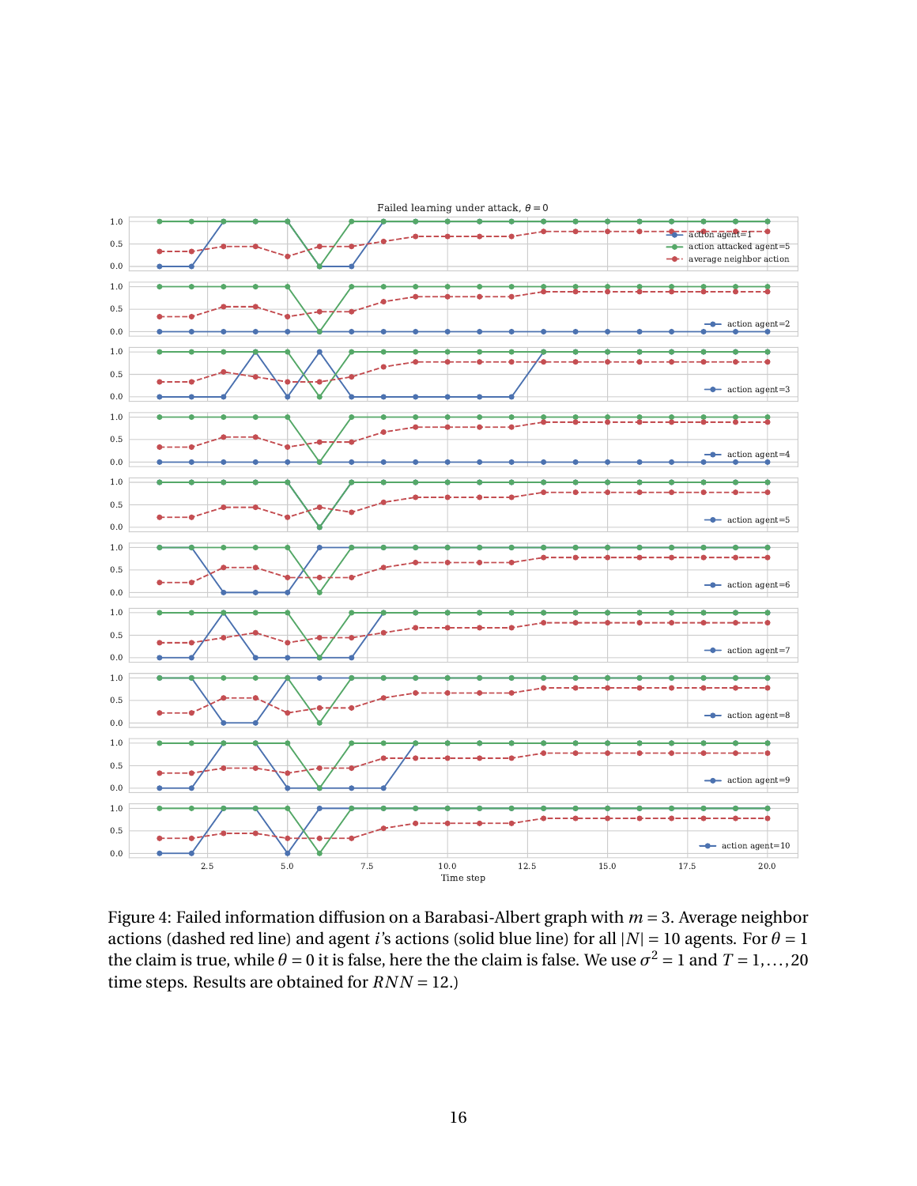Figure 4: Failed information diffusion on a Barabasi-Albert graph with $m = 3$. Average neighbor actions (dashed red line) and agent $i$'s actions (solid blue line) for all $|N| = 10$ agents. For $\theta = 1$ the claim is true, while $\theta = 0$ it is false, here the the claim is false. We use $\sigma^2 = 1$ and $T = 1, \ldots, 20$ time steps. Results are obtained for $RNN = 12$.)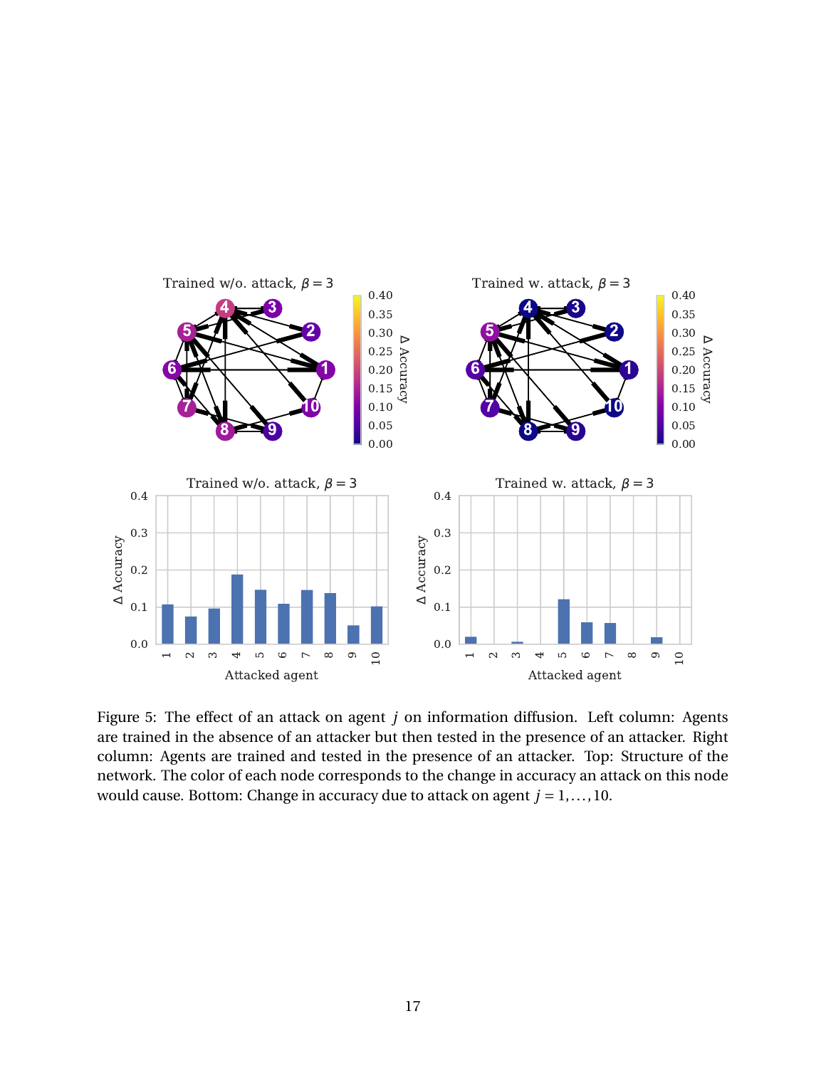Figure 5: The effect of an attack on agent $j$ on information diffusion. Left column: Agents are trained in the absence of an attacker but then tested in the presence of an attacker. Right column: Agents are trained and tested in the presence of an attacker. Top: Structure of the network. The color of each node corresponds to the change in accuracy an attack on this node would cause. Bottom: Change in accuracy due to attack on agent $j = 1, \ldots, 10$.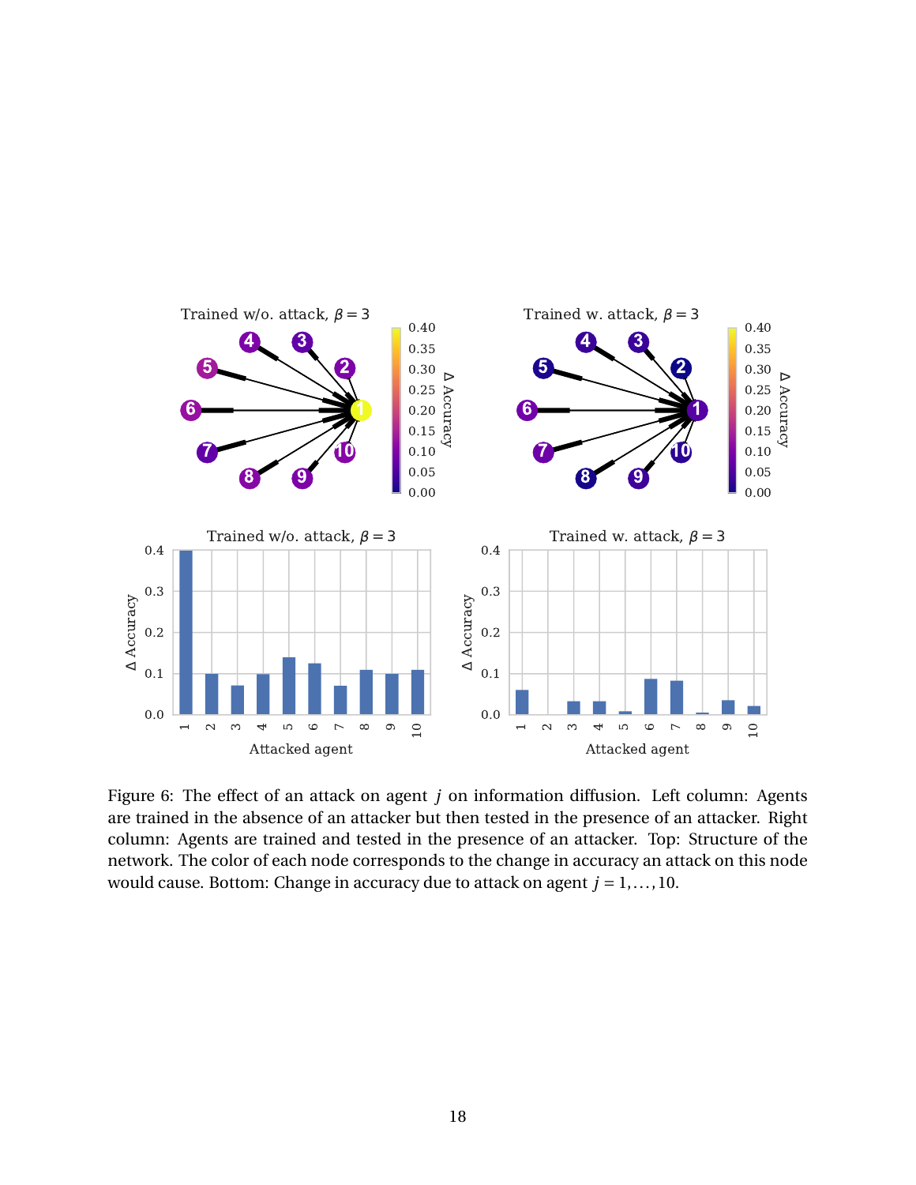Figure 6: The effect of an attack on agent $j$ on information diffusion. Left column: Agents are trained in the absence of an attacker but then tested in the presence of an attacker. Right column: Agents are trained and tested in the presence of an attacker. Top: Structure of the network. The color of each node corresponds to the change in accuracy an attack on this node would cause. Bottom: Change in accuracy due to attack on agent $j = 1, \ldots, 10$.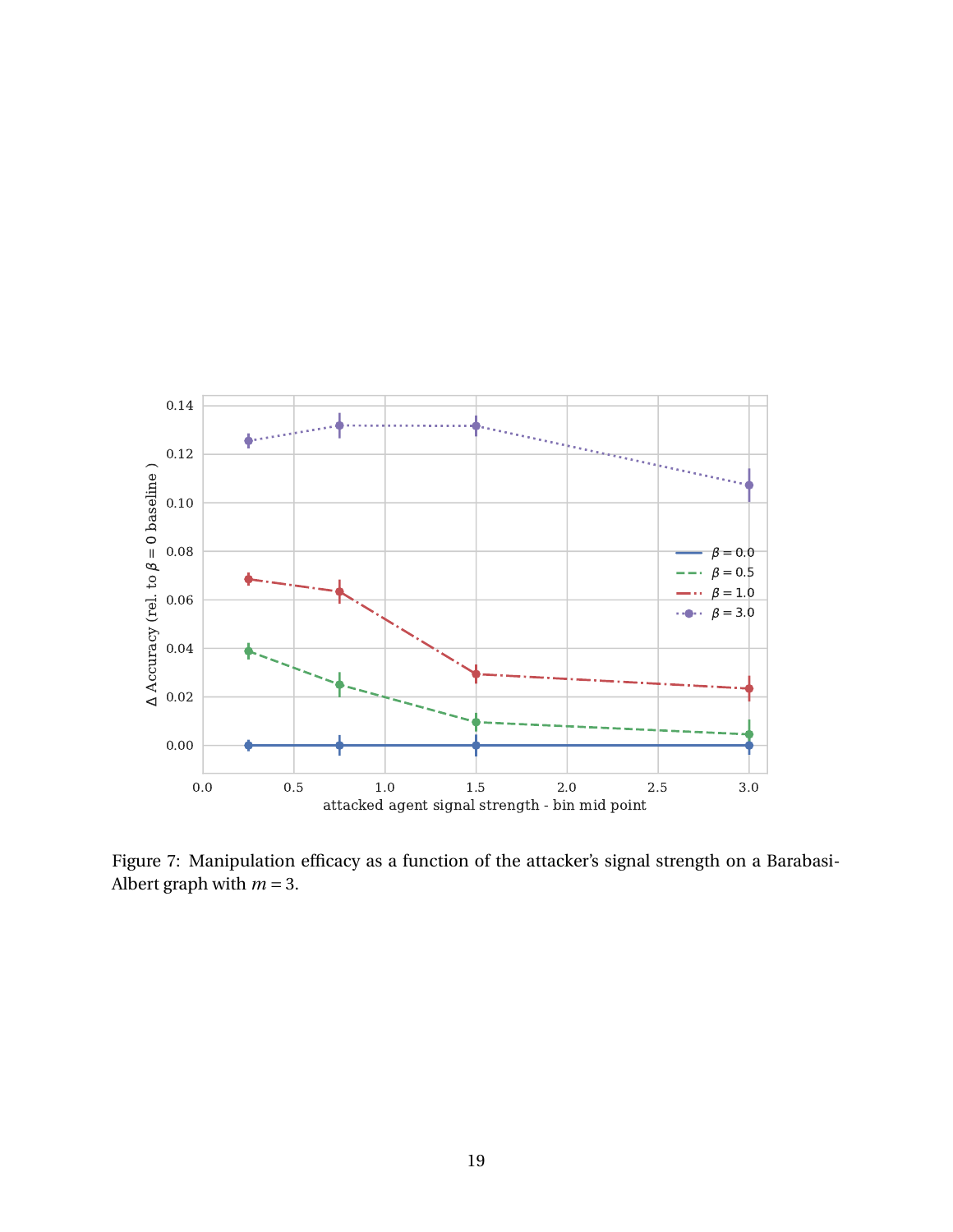Figure 7: Manipulation efficacy as a function of the attacker's signal strength on a Barabasi-Albert graph with $m = 3$.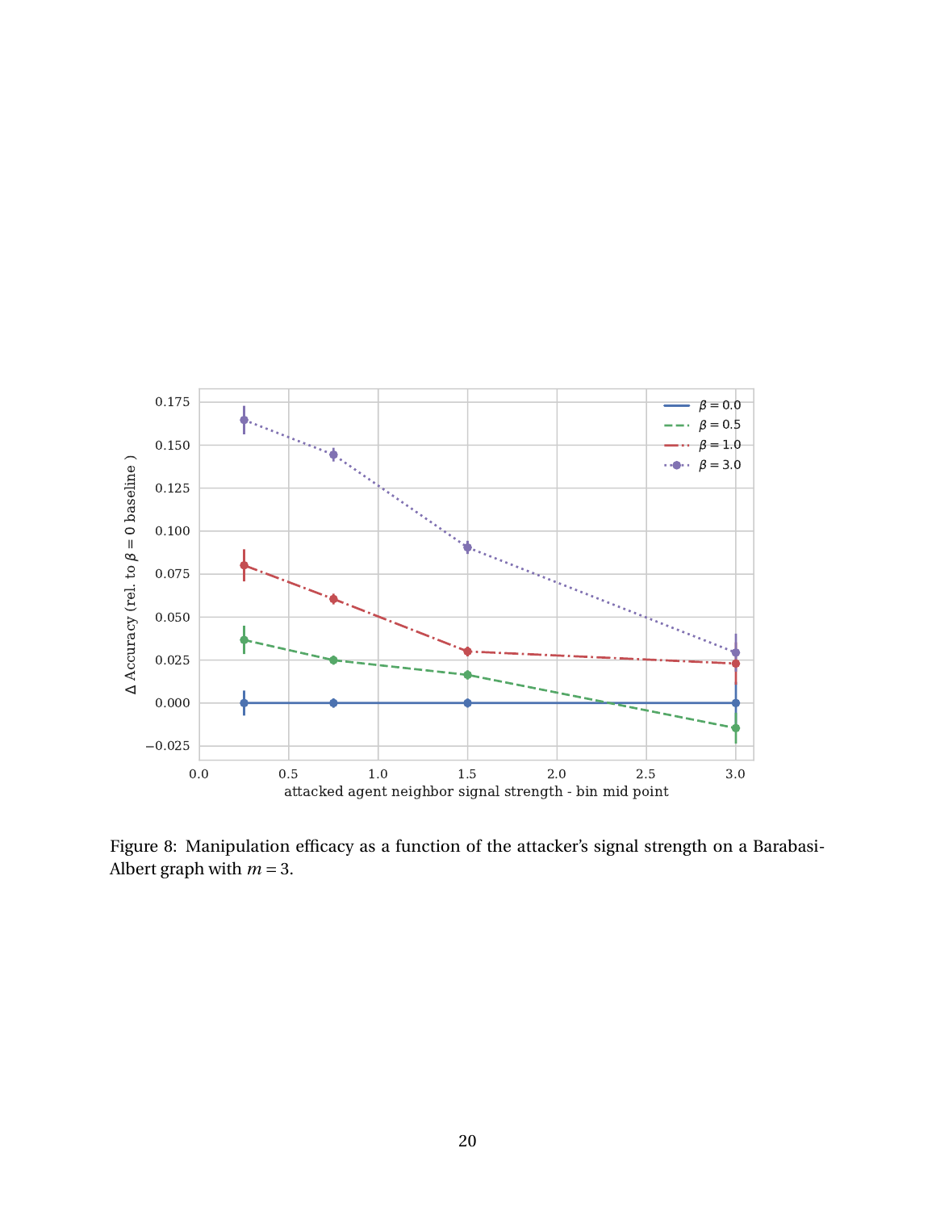Figure 8: Manipulation efficacy as a function of the attacker's signal strength on a Barabasi-Albert graph with $m = 3$.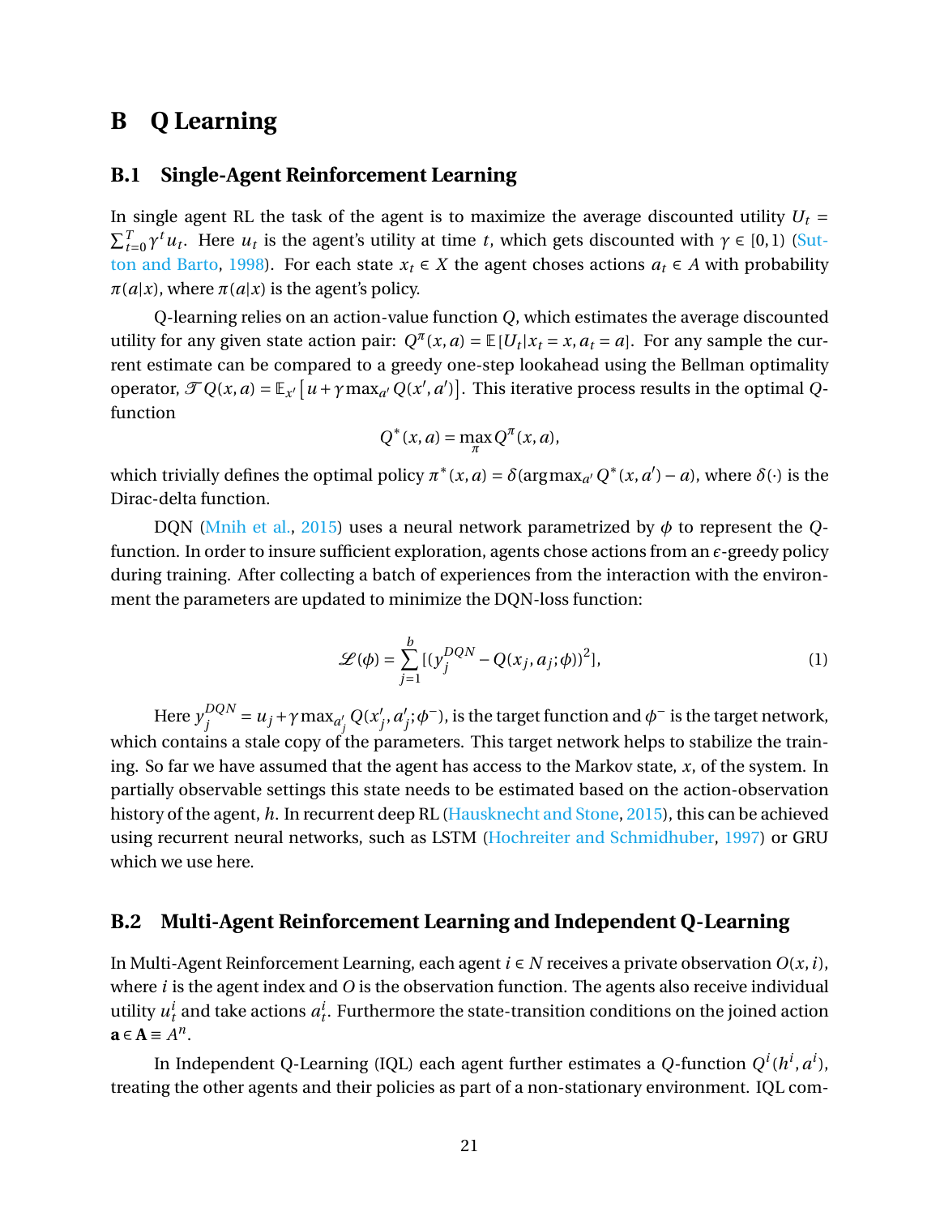# B Q Learning

## B.1 Single-Agent Reinforcement Learning

In single agent RL the task of the agent is to maximize the average discounted utility $U_t = \sum_{t=0}^{T} \gamma^t u_t$. Here $u_t$ is the agent's utility at time $t$, which gets discounted with $\gamma \in [0, 1)$ (Sutton and Barto, 1998). For each state $x_t \in X$ the agent choses actions $a_t \in A$ with probability $\pi(a|x)$, where $\pi(a|x)$ is the agent's policy.

Q-learning relies on an action-value function $Q$, which estimates the average discounted utility for any given state action pair: $Q^{\pi}(x, a) = \mathbb{E}[U_t | x_t = x, a_t = a]$. For any sample the current estimate can be compared to a greedy one-step lookahead using the Bellman optimality operator, $\mathcal{T} Q(x, a) = \mathbb{E}_{x'}\left[u + \gamma \max_{a'} Q(x', a')\right]$. This iterative process results in the optimal $Q$-function

$$Q^*(x, a) = \max_{\pi} Q^{\pi}(x, a),$$

which trivially defines the optimal policy $\pi^*(x, a) = \delta(\arg\max_{a'} Q^*(x, a') - a)$, where $\delta(\cdot)$ is the Dirac-delta function.

DQN (Mnih et al., 2015) uses a neural network parametrized by $\phi$ to represent the $Q$-function. In order to insure sufficient exploration, agents chose actions from an $\epsilon$-greedy policy during training. After collecting a batch of experiences from the interaction with the environment the parameters are updated to minimize the DQN-loss function:

$$\mathcal{L}(\phi) = \sum_{j=1}^{b} [(y_j^{DQN} - Q(x_j, a_j; \phi))^2], \tag{1}$$

Here $y_j^{DQN} = u_j + \gamma \max_{a'_j} Q(x'_j, a'_j; \phi^-)$, is the target function and $\phi^-$ is the target network, which contains a stale copy of the parameters. This target network helps to stabilize the training. So far we have assumed that the agent has access to the Markov state, $x$, of the system. In partially observable settings this state needs to be estimated based on the action-observation history of the agent, $h$. In recurrent deep RL (Hausknecht and Stone, 2015), this can be achieved using recurrent neural networks, such as LSTM (Hochreiter and Schmidhuber, 1997) or GRU which we use here.

## B.2 Multi-Agent Reinforcement Learning and Independent Q-Learning

In Multi-Agent Reinforcement Learning, each agent $i \in N$ receives a private observation $O(x, i)$, where $i$ is the agent index and $O$ is the observation function. The agents also receive individual utility $u_t^i$ and take actions $a_t^i$. Furthermore the state-transition conditions on the joined action $\mathbf{a} \in \mathbf{A} \equiv A^n$.

In Independent Q-Learning (IQL) each agent further estimates a $Q$-function $Q^i(h^i, a^i)$, treating the other agents and their policies as part of a non-stationary environment. IQL com-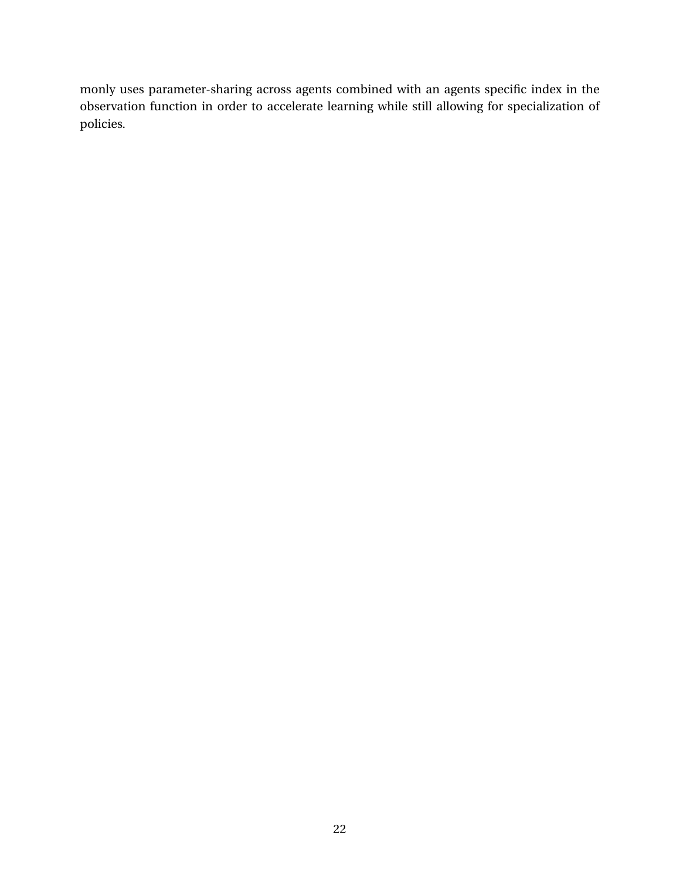monly uses parameter-sharing across agents combined with an agents specific index in the observation function in order to accelerate learning while still allowing for specialization of policies.